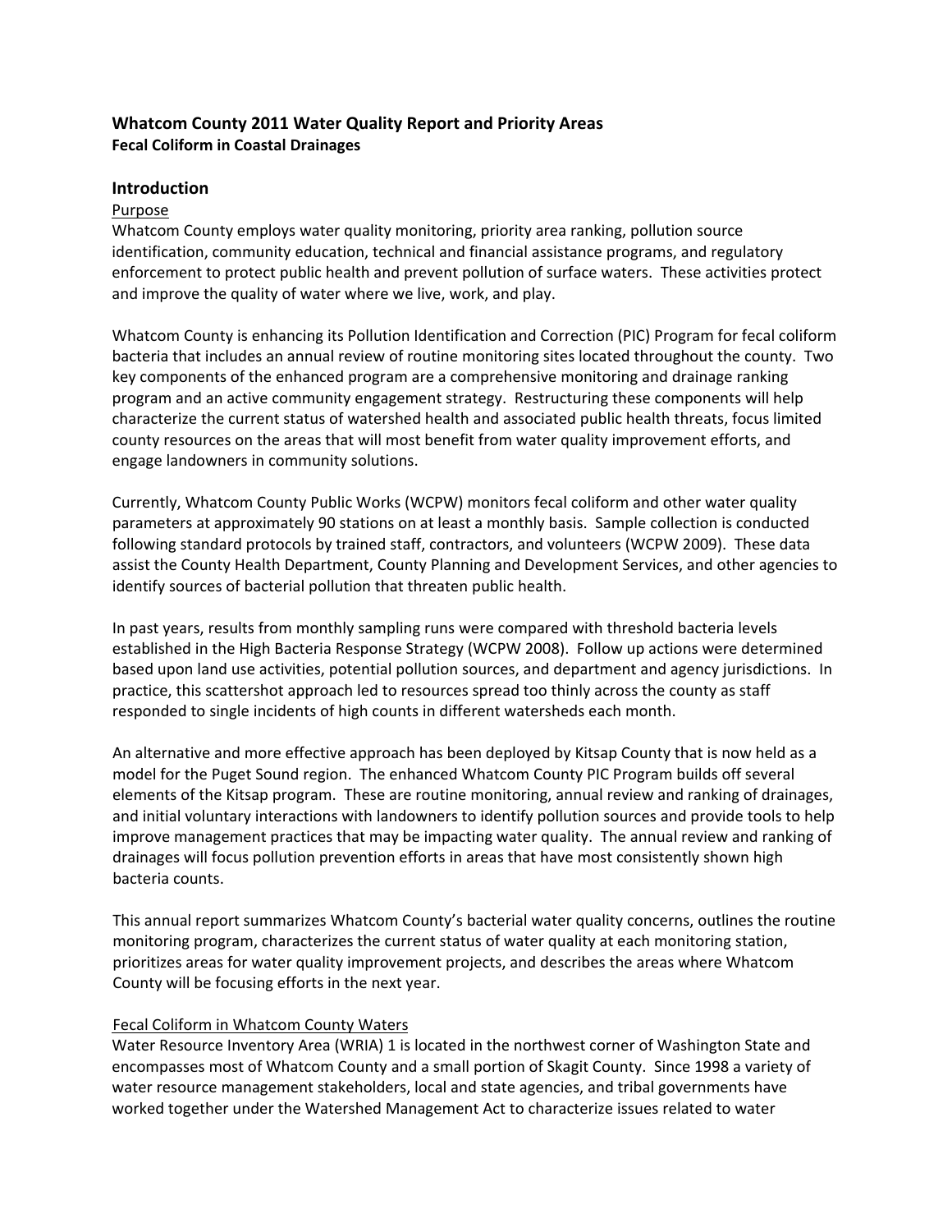# Whatcom County 2011 Water Quality Report and Priority Areas

**Fecal Coliform in Coastal Drainages**

## Introduction

### Purpose

Whatcom County employs water quality monitoring, priority area ranking, pollution source identification, community education, technical and financial assistance programs, and regulatory enforcement to protect public health and prevent pollution of surface waters. These activities protect and improve the quality of water where we live, work, and play.

Whatcom County is enhancing its Pollution Identification and Correction (PIC) Program for fecal coliform bacteria that includes an annual review of routine monitoring sites located throughout the county. Two key components of the enhanced program are a comprehensive monitoring and drainage ranking program and an active community engagement strategy. Restructuring these components will help characterize the current status of watershed health and associated public health threats, focus limited county resources on the areas that will most benefit from water quality improvement efforts, and engage landowners in community solutions.

Currently, Whatcom County Public Works (WCPW) monitors fecal coliform and other water quality parameters at approximately 90 stations on at least a monthly basis. Sample collection is conducted following standard protocols by trained staff, contractors, and volunteers (WCPW 2009). These data assist the County Health Department, County Planning and Development Services, and other agencies to identify sources of bacterial pollution that threaten public health.

In past years, results from monthly sampling runs were compared with threshold bacteria levels established in the High Bacteria Response Strategy (WCPW 2008). Follow up actions were determined based upon land use activities, potential pollution sources, and department and agency jurisdictions. In practice, this scattershot approach led to resources spread too thinly across the county as staff responded to single incidents of high counts in different watersheds each month.

An alternative and more effective approach has been deployed by Kitsap County that is now held as a model for the Puget Sound region. The enhanced Whatcom County PIC Program builds off several elements of the Kitsap program. These are routine monitoring, annual review and ranking of drainages, and initial voluntary interactions with landowners to identify pollution sources and provide tools to help improve management practices that may be impacting water quality. The annual review and ranking of drainages will focus pollution prevention efforts in areas that have most consistently shown high bacteria counts.

This annual report summarizes Whatcom County's bacterial water quality concerns, outlines the routine monitoring program, characterizes the current status of water quality at each monitoring station, prioritizes areas for water quality improvement projects, and describes the areas where Whatcom County will be focusing efforts in the next year.

### Fecal Coliform in Whatcom County Waters

Water Resource Inventory Area (WRIA) 1 is located in the northwest corner of Washington State and encompasses most of Whatcom County and a small portion of Skagit County. Since 1998 a variety of water resource management stakeholders, local and state agencies, and tribal governments have worked together under the Watershed Management Act to characterize issues related to water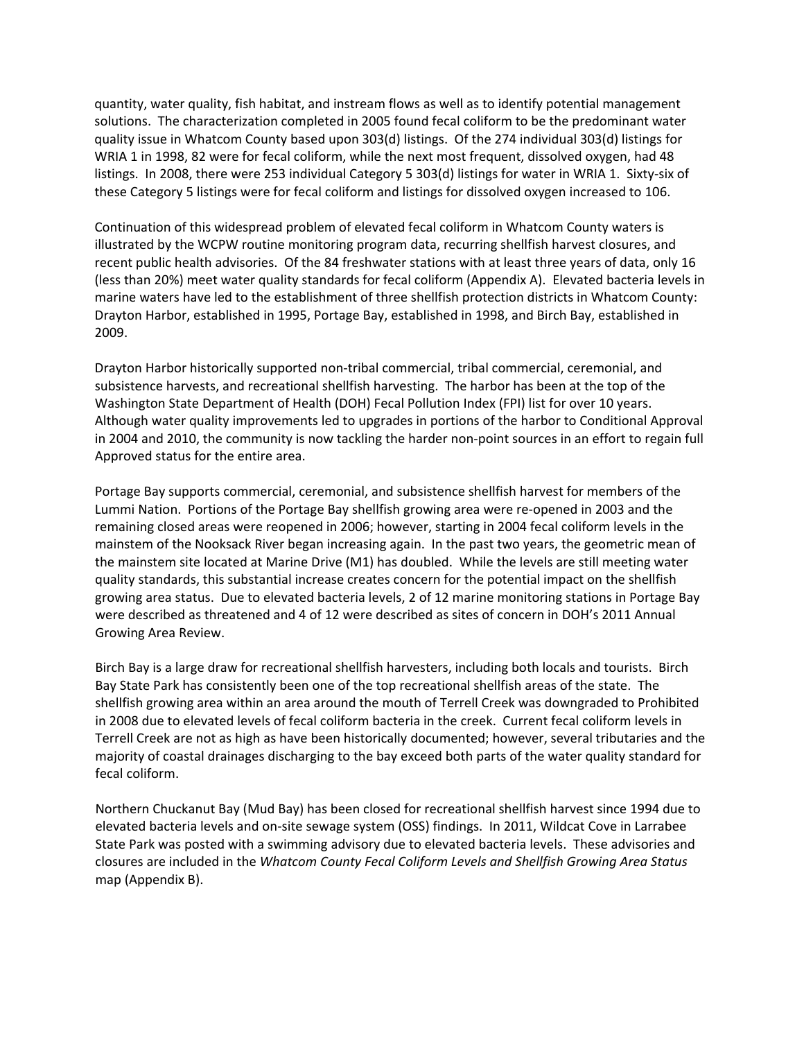quantity, water quality, fish habitat, and instream flows as well as to identify potential management solutions. The characterization completed in 2005 found fecal coliform to be the predominant water quality issue in Whatcom County based upon 303(d) listings. Of the 274 individual 303(d) listings for WRIA 1 in 1998, 82 were for fecal coliform, while the next most frequent, dissolved oxygen, had 48 listings. In 2008, there were 253 individual Category 5 303(d) listings for water in WRIA 1. Sixty-six of these Category 5 listings were for fecal coliform and listings for dissolved oxygen increased to 106.

Continuation of this widespread problem of elevated fecal coliform in Whatcom County waters is illustrated by the WCPW routine monitoring program data, recurring shellfish harvest closures, and recent public health advisories. Of the 84 freshwater stations with at least three years of data, only 16 (less than 20%) meet water quality standards for fecal coliform (Appendix A). Elevated bacteria levels in marine waters have led to the establishment of three shellfish protection districts in Whatcom County: Drayton Harbor, established in 1995, Portage Bay, established in 1998, and Birch Bay, established in 2009.

Drayton Harbor historically supported non-tribal commercial, tribal commercial, ceremonial, and subsistence harvests, and recreational shellfish harvesting. The harbor has been at the top of the Washington State Department of Health (DOH) Fecal Pollution Index (FPI) list for over 10 years. Although water quality improvements led to upgrades in portions of the harbor to Conditional Approval in 2004 and 2010, the community is now tackling the harder non-point sources in an effort to regain full Approved status for the entire area.

Portage Bay supports commercial, ceremonial, and subsistence shellfish harvest for members of the Lummi Nation. Portions of the Portage Bay shellfish growing area were re-opened in 2003 and the remaining closed areas were reopened in 2006; however, starting in 2004 fecal coliform levels in the mainstem of the Nooksack River began increasing again. In the past two years, the geometric mean of the mainstem site located at Marine Drive (M1) has doubled. While the levels are still meeting water quality standards, this substantial increase creates concern for the potential impact on the shellfish growing area status. Due to elevated bacteria levels, 2 of 12 marine monitoring stations in Portage Bay were described as threatened and 4 of 12 were described as sites of concern in DOH's 2011 Annual Growing Area Review.

Birch Bay is a large draw for recreational shellfish harvesters, including both locals and tourists. Birch Bay State Park has consistently been one of the top recreational shellfish areas of the state. The shellfish growing area within an area around the mouth of Terrell Creek was downgraded to Prohibited in 2008 due to elevated levels of fecal coliform bacteria in the creek. Current fecal coliform levels in Terrell Creek are not as high as have been historically documented; however, several tributaries and the majority of coastal drainages discharging to the bay exceed both parts of the water quality standard for fecal coliform.

Northern Chuckanut Bay (Mud Bay) has been closed for recreational shellfish harvest since 1994 due to elevated bacteria levels and on-site sewage system (OSS) findings. In 2011, Wildcat Cove in Larrabee State Park was posted with a swimming advisory due to elevated bacteria levels. These advisories and closures are included in the *Whatcom County Fecal Coliform Levels and Shellfish Growing Area Status* map (Appendix B).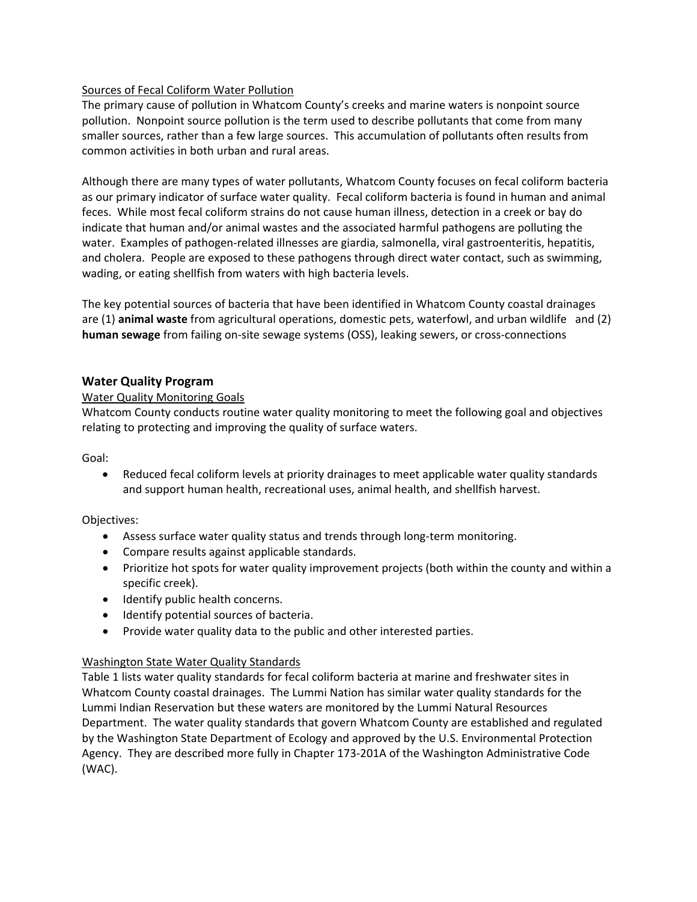Sources of Fecal Coliform Water Pollution

The primary cause of pollution in Whatcom County's creeks and marine waters is nonpoint source pollution. Nonpoint source pollution is the term used to describe pollutants that come from many smaller sources, rather than a few large sources. This accumulation of pollutants often results from common activities in both urban and rural areas.

Although there are many types of water pollutants, Whatcom County focuses on fecal coliform bacteria as our primary indicator of surface water quality. Fecal coliform bacteria is found in human and animal feces. While most fecal coliform strains do not cause human illness, detection in a creek or bay do indicate that human and/or animal wastes and the associated harmful pathogens are polluting the water. Examples of pathogen-related illnesses are giardia, salmonella, viral gastroenteritis, hepatitis, and cholera. People are exposed to these pathogens through direct water contact, such as swimming, wading, or eating shellfish from waters with high bacteria levels.

The key potential sources of bacteria that have been identified in Whatcom County coastal drainages are (1) **animal waste** from agricultural operations, domestic pets, waterfowl, and urban wildlife and (2) **human sewage** from failing on-site sewage systems (OSS), leaking sewers, or cross-connections

## Water Quality Program

Water Quality Monitoring Goals

Whatcom County conducts routine water quality monitoring to meet the following goal and objectives relating to protecting and improving the quality of surface waters.

Goal:

- Reduced fecal coliform levels at priority drainages to meet applicable water quality standards and support human health, recreational uses, animal health, and shellfish harvest.

Objectives:

- Assess surface water quality status and trends through long-term monitoring.
- Compare results against applicable standards.
- Prioritize hot spots for water quality improvement projects (both within the county and within a specific creek).
- Identify public health concerns.
- Identify potential sources of bacteria.
- Provide water quality data to the public and other interested parties.

Washington State Water Quality Standards

Table 1 lists water quality standards for fecal coliform bacteria at marine and freshwater sites in Whatcom County coastal drainages. The Lummi Nation has similar water quality standards for the Lummi Indian Reservation but these waters are monitored by the Lummi Natural Resources Department. The water quality standards that govern Whatcom County are established and regulated by the Washington State Department of Ecology and approved by the U.S. Environmental Protection Agency. They are described more fully in Chapter 173-201A of the Washington Administrative Code (WAC).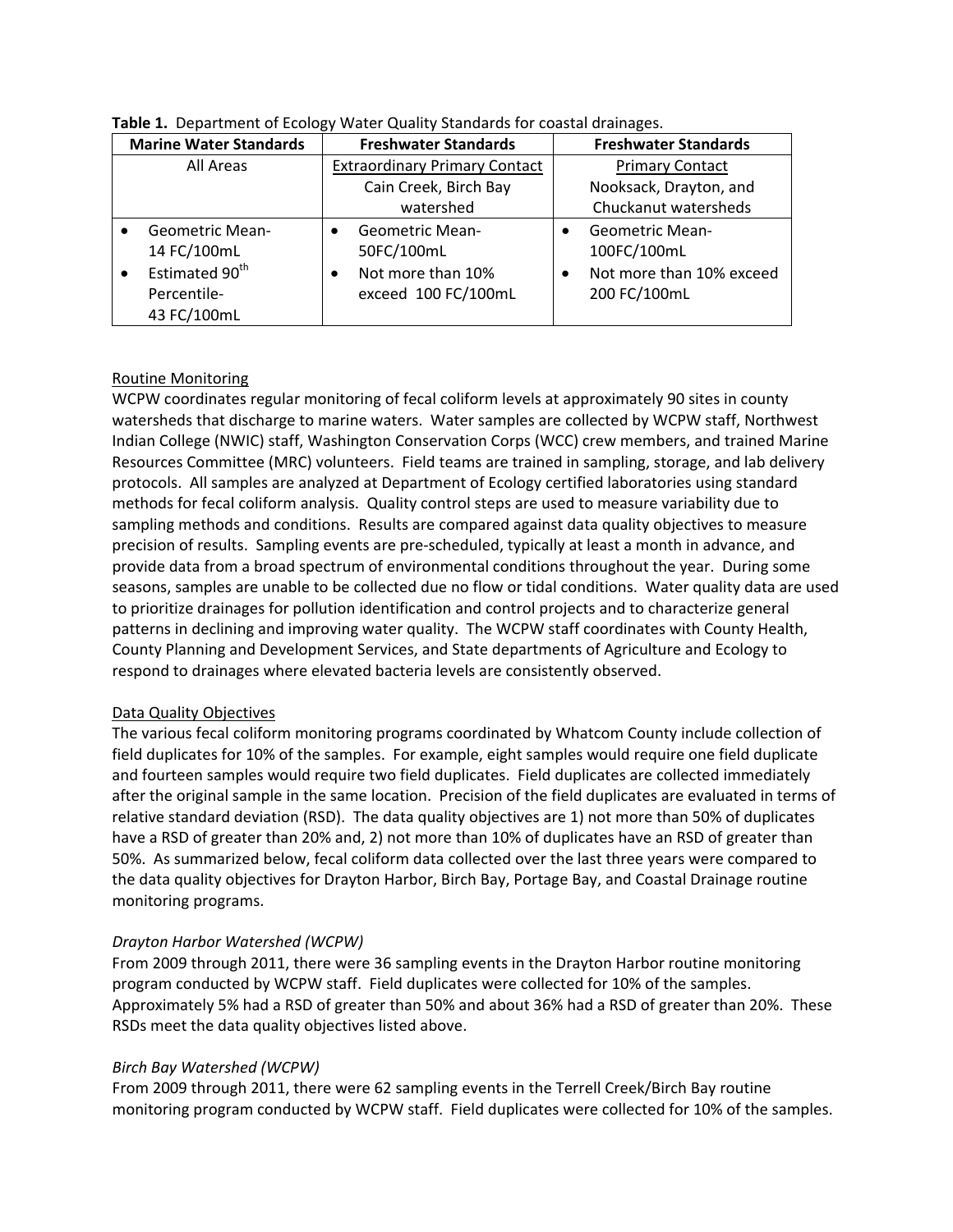**Table 1.** Department of Ecology Water Quality Standards for coastal drainages.

| Marine Water Standards | Freshwater Standards | Freshwater Standards |
|---|---|---|
| All Areas | Extraordinary Primary Contact<br>Cain Creek, Birch Bay watershed | Primary Contact<br>Nooksack, Drayton, and Chuckanut watersheds |
| • Geometric Mean- 14 FC/100mL<br>• Estimated 90$^{th}$ Percentile- 43 FC/100mL | • Geometric Mean- 50FC/100mL<br>• Not more than 10% exceed 100 FC/100mL | • Geometric Mean- 100FC/100mL<br>• Not more than 10% exceed 200 FC/100mL |

Routine Monitoring

WCPW coordinates regular monitoring of fecal coliform levels at approximately 90 sites in county watersheds that discharge to marine waters. Water samples are collected by WCPW staff, Northwest Indian College (NWIC) staff, Washington Conservation Corps (WCC) crew members, and trained Marine Resources Committee (MRC) volunteers. Field teams are trained in sampling, storage, and lab delivery protocols. All samples are analyzed at Department of Ecology certified laboratories using standard methods for fecal coliform analysis. Quality control steps are used to measure variability due to sampling methods and conditions. Results are compared against data quality objectives to measure precision of results. Sampling events are pre-scheduled, typically at least a month in advance, and provide data from a broad spectrum of environmental conditions throughout the year. During some seasons, samples are unable to be collected due no flow or tidal conditions. Water quality data are used to prioritize drainages for pollution identification and control projects and to characterize general patterns in declining and improving water quality. The WCPW staff coordinates with County Health, County Planning and Development Services, and State departments of Agriculture and Ecology to respond to drainages where elevated bacteria levels are consistently observed.

Data Quality Objectives

The various fecal coliform monitoring programs coordinated by Whatcom County include collection of field duplicates for 10% of the samples. For example, eight samples would require one field duplicate and fourteen samples would require two field duplicates. Field duplicates are collected immediately after the original sample in the same location. Precision of the field duplicates are evaluated in terms of relative standard deviation (RSD). The data quality objectives are 1) not more than 50% of duplicates have a RSD of greater than 20% and, 2) not more than 10% of duplicates have an RSD of greater than 50%. As summarized below, fecal coliform data collected over the last three years were compared to the data quality objectives for Drayton Harbor, Birch Bay, Portage Bay, and Coastal Drainage routine monitoring programs.

*Drayton Harbor Watershed (WCPW)*

From 2009 through 2011, there were 36 sampling events in the Drayton Harbor routine monitoring program conducted by WCPW staff. Field duplicates were collected for 10% of the samples. Approximately 5% had a RSD of greater than 50% and about 36% had a RSD of greater than 20%. These RSDs meet the data quality objectives listed above.

*Birch Bay Watershed (WCPW)*

From 2009 through 2011, there were 62 sampling events in the Terrell Creek/Birch Bay routine monitoring program conducted by WCPW staff. Field duplicates were collected for 10% of the samples.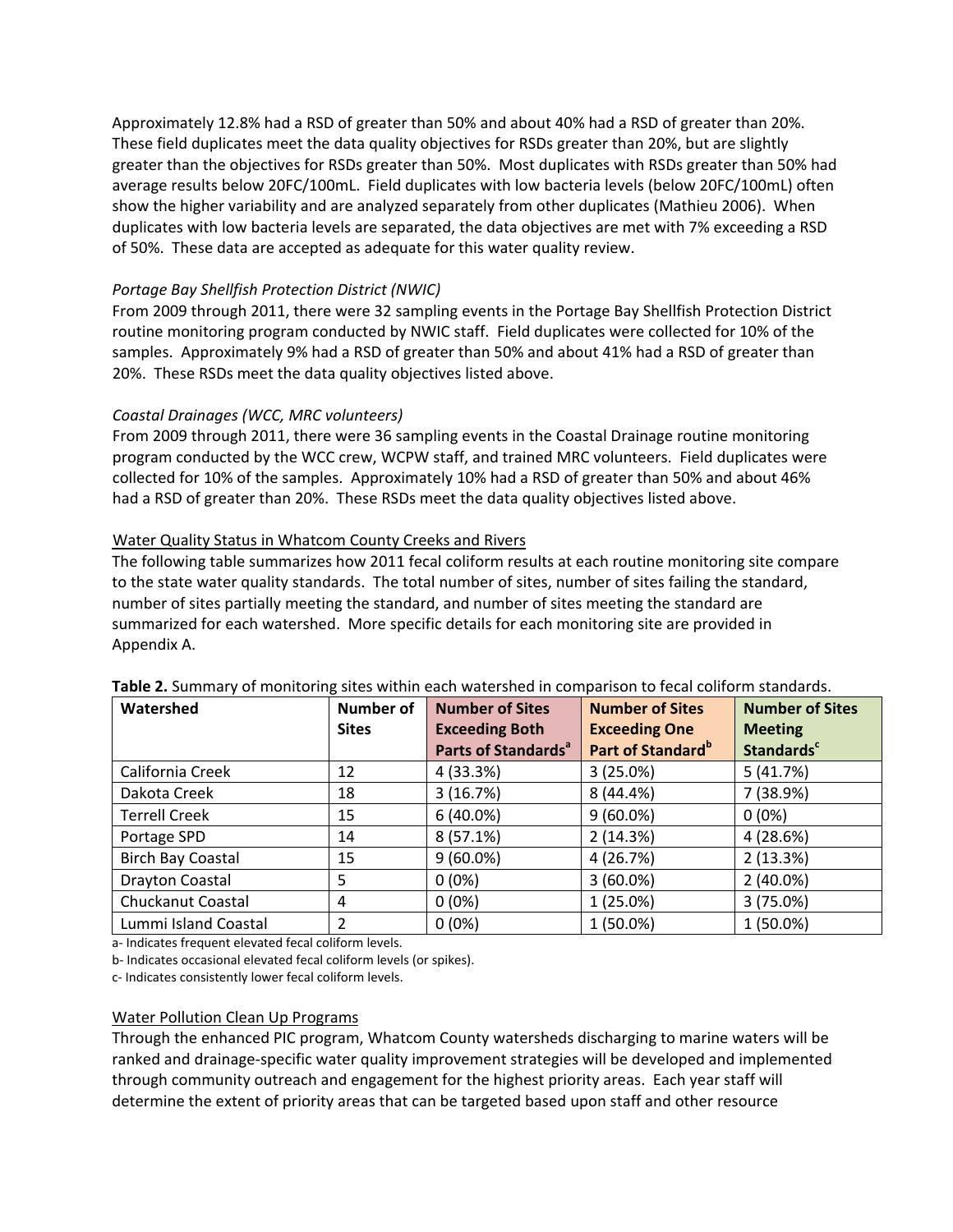Approximately 12.8% had a RSD of greater than 50% and about 40% had a RSD of greater than 20%. These field duplicates meet the data quality objectives for RSDs greater than 20%, but are slightly greater than the objectives for RSDs greater than 50%. Most duplicates with RSDs greater than 50% had average results below 20FC/100mL. Field duplicates with low bacteria levels (below 20FC/100mL) often show the higher variability and are analyzed separately from other duplicates (Mathieu 2006). When duplicates with low bacteria levels are separated, the data objectives are met with 7% exceeding a RSD of 50%. These data are accepted as adequate for this water quality review.

*Portage Bay Shellfish Protection District (NWIC)*

From 2009 through 2011, there were 32 sampling events in the Portage Bay Shellfish Protection District routine monitoring program conducted by NWIC staff. Field duplicates were collected for 10% of the samples. Approximately 9% had a RSD of greater than 50% and about 41% had a RSD of greater than 20%. These RSDs meet the data quality objectives listed above.

*Coastal Drainages (WCC, MRC volunteers)*

From 2009 through 2011, there were 36 sampling events in the Coastal Drainage routine monitoring program conducted by the WCC crew, WCPW staff, and trained MRC volunteers. Field duplicates were collected for 10% of the samples. Approximately 10% had a RSD of greater than 50% and about 46% had a RSD of greater than 20%. These RSDs meet the data quality objectives listed above.

Water Quality Status in Whatcom County Creeks and Rivers

The following table summarizes how 2011 fecal coliform results at each routine monitoring site compare to the state water quality standards. The total number of sites, number of sites failing the standard, number of sites partially meeting the standard, and number of sites meeting the standard are summarized for each watershed. More specific details for each monitoring site are provided in Appendix A.

**Table 2.** Summary of monitoring sites within each watershed in comparison to fecal coliform standards.

| Watershed | Number of Sites | Number of Sites Exceeding Both Parts of Standards[a] | Number of Sites Exceeding One Part of Standard[b] | Number of Sites Meeting Standards[c] |
|---|---|---|---|---|
| California Creek | 12 | 4 (33.3%) | 3 (25.0%) | 5 (41.7%) |
| Dakota Creek | 18 | 3 (16.7%) | 8 (44.4%) | 7 (38.9%) |
| Terrell Creek | 15 | 6 (40.0%) | 9 (60.0%) | 0 (0%) |
| Portage SPD | 14 | 8 (57.1%) | 2 (14.3%) | 4 (28.6%) |
| Birch Bay Coastal | 15 | 9 (60.0%) | 4 (26.7%) | 2 (13.3%) |
| Drayton Coastal | 5 | 0 (0%) | 3 (60.0%) | 2 (40.0%) |
| Chuckanut Coastal | 4 | 0 (0%) | 1 (25.0%) | 3 (75.0%) |
| Lummi Island Coastal | 2 | 0 (0%) | 1 (50.0%) | 1 (50.0%) |

a- Indicates frequent elevated fecal coliform levels.
b- Indicates occasional elevated fecal coliform levels (or spikes).
c- Indicates consistently lower fecal coliform levels.

Water Pollution Clean Up Programs

Through the enhanced PIC program, Whatcom County watersheds discharging to marine waters will be ranked and drainage-specific water quality improvement strategies will be developed and implemented through community outreach and engagement for the highest priority areas. Each year staff will determine the extent of priority areas that can be targeted based upon staff and other resource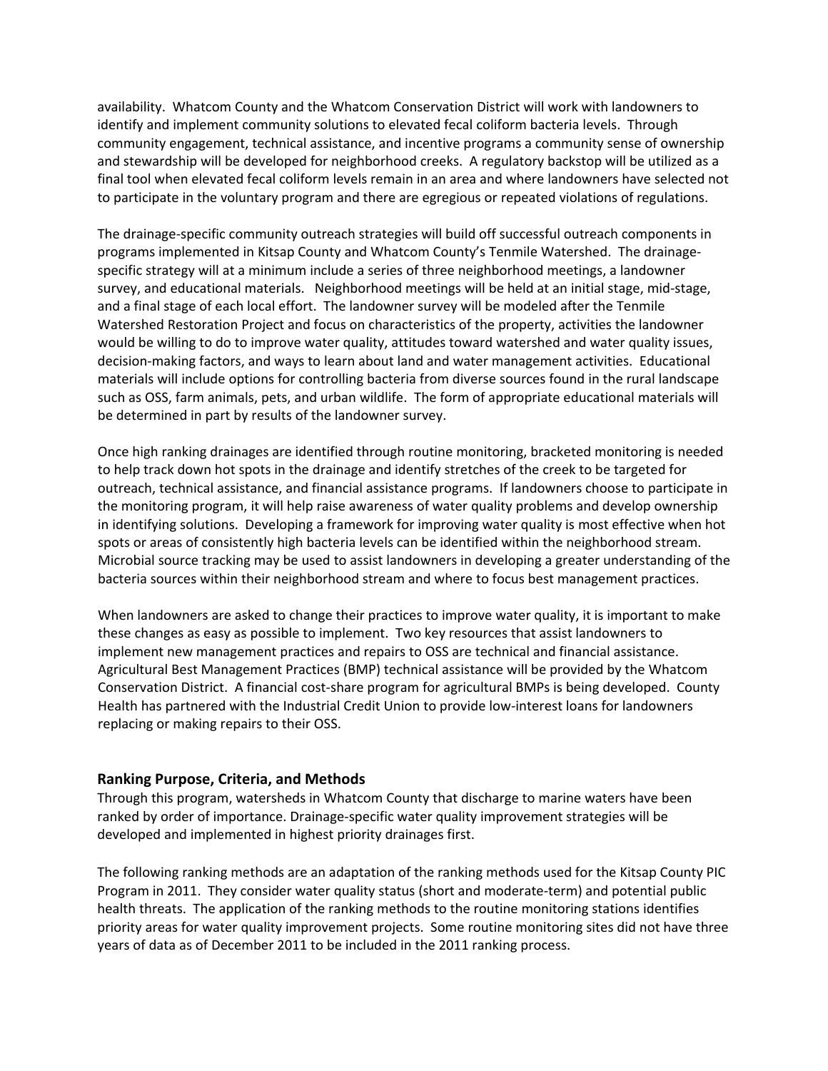availability. Whatcom County and the Whatcom Conservation District will work with landowners to identify and implement community solutions to elevated fecal coliform bacteria levels. Through community engagement, technical assistance, and incentive programs a community sense of ownership and stewardship will be developed for neighborhood creeks. A regulatory backstop will be utilized as a final tool when elevated fecal coliform levels remain in an area and where landowners have selected not to participate in the voluntary program and there are egregious or repeated violations of regulations.

The drainage-specific community outreach strategies will build off successful outreach components in programs implemented in Kitsap County and Whatcom County's Tenmile Watershed. The drainage-specific strategy will at a minimum include a series of three neighborhood meetings, a landowner survey, and educational materials. Neighborhood meetings will be held at an initial stage, mid-stage, and a final stage of each local effort. The landowner survey will be modeled after the Tenmile Watershed Restoration Project and focus on characteristics of the property, activities the landowner would be willing to do to improve water quality, attitudes toward watershed and water quality issues, decision-making factors, and ways to learn about land and water management activities. Educational materials will include options for controlling bacteria from diverse sources found in the rural landscape such as OSS, farm animals, pets, and urban wildlife. The form of appropriate educational materials will be determined in part by results of the landowner survey.

Once high ranking drainages are identified through routine monitoring, bracketed monitoring is needed to help track down hot spots in the drainage and identify stretches of the creek to be targeted for outreach, technical assistance, and financial assistance programs. If landowners choose to participate in the monitoring program, it will help raise awareness of water quality problems and develop ownership in identifying solutions. Developing a framework for improving water quality is most effective when hot spots or areas of consistently high bacteria levels can be identified within the neighborhood stream. Microbial source tracking may be used to assist landowners in developing a greater understanding of the bacteria sources within their neighborhood stream and where to focus best management practices.

When landowners are asked to change their practices to improve water quality, it is important to make these changes as easy as possible to implement. Two key resources that assist landowners to implement new management practices and repairs to OSS are technical and financial assistance. Agricultural Best Management Practices (BMP) technical assistance will be provided by the Whatcom Conservation District. A financial cost-share program for agricultural BMPs is being developed. County Health has partnered with the Industrial Credit Union to provide low-interest loans for landowners replacing or making repairs to their OSS.

### Ranking Purpose, Criteria, and Methods

Through this program, watersheds in Whatcom County that discharge to marine waters have been ranked by order of importance. Drainage-specific water quality improvement strategies will be developed and implemented in highest priority drainages first.

The following ranking methods are an adaptation of the ranking methods used for the Kitsap County PIC Program in 2011. They consider water quality status (short and moderate-term) and potential public health threats. The application of the ranking methods to the routine monitoring stations identifies priority areas for water quality improvement projects. Some routine monitoring sites did not have three years of data as of December 2011 to be included in the 2011 ranking process.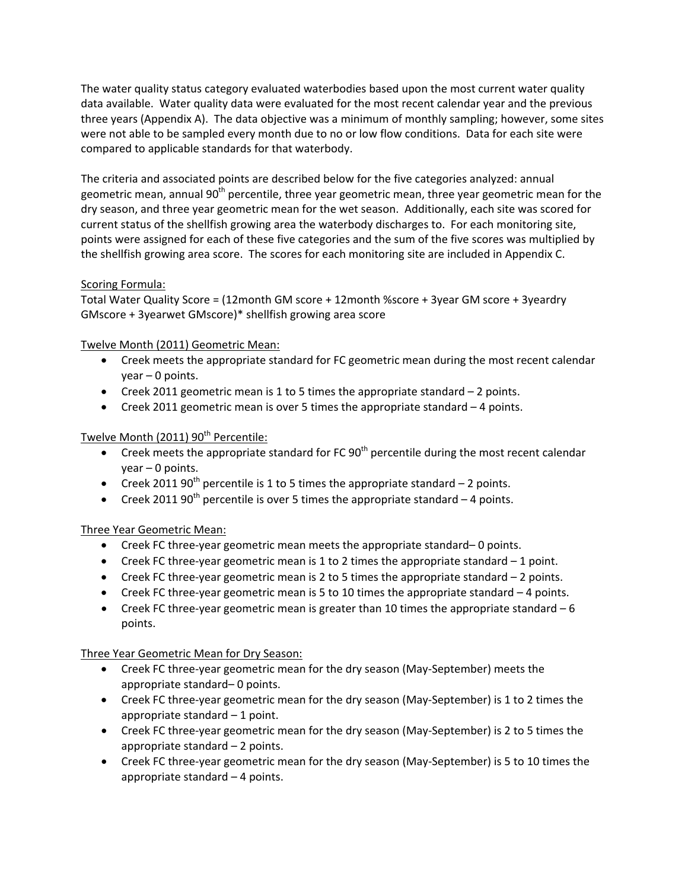The water quality status category evaluated waterbodies based upon the most current water quality data available. Water quality data were evaluated for the most recent calendar year and the previous three years (Appendix A). The data objective was a minimum of monthly sampling; however, some sites were not able to be sampled every month due to no or low flow conditions. Data for each site were compared to applicable standards for that waterbody.

The criteria and associated points are described below for the five categories analyzed: annual geometric mean, annual 90th percentile, three year geometric mean, three year geometric mean for the dry season, and three year geometric mean for the wet season. Additionally, each site was scored for current status of the shellfish growing area the waterbody discharges to. For each monitoring site, points were assigned for each of these five categories and the sum of the five scores was multiplied by the shellfish growing area score. The scores for each monitoring site are included in Appendix C.

Scoring Formula:

Total Water Quality Score = (12month GM score + 12month %score + 3year GM score + 3yeardry GMscore + 3yearwet GMscore)* shellfish growing area score

Twelve Month (2011) Geometric Mean:

- Creek meets the appropriate standard for FC geometric mean during the most recent calendar year – 0 points.
- Creek 2011 geometric mean is 1 to 5 times the appropriate standard – 2 points.
- Creek 2011 geometric mean is over 5 times the appropriate standard – 4 points.

Twelve Month (2011) 90th Percentile:

- Creek meets the appropriate standard for FC 90th percentile during the most recent calendar year – 0 points.
- Creek 2011 90th percentile is 1 to 5 times the appropriate standard – 2 points.
- Creek 2011 90th percentile is over 5 times the appropriate standard – 4 points.

Three Year Geometric Mean:

- Creek FC three-year geometric mean meets the appropriate standard– 0 points.
- Creek FC three-year geometric mean is 1 to 2 times the appropriate standard – 1 point.
- Creek FC three-year geometric mean is 2 to 5 times the appropriate standard – 2 points.
- Creek FC three-year geometric mean is 5 to 10 times the appropriate standard – 4 points.
- Creek FC three-year geometric mean is greater than 10 times the appropriate standard – 6 points.

Three Year Geometric Mean for Dry Season:

- Creek FC three-year geometric mean for the dry season (May-September) meets the appropriate standard– 0 points.
- Creek FC three-year geometric mean for the dry season (May-September) is 1 to 2 times the appropriate standard – 1 point.
- Creek FC three-year geometric mean for the dry season (May-September) is 2 to 5 times the appropriate standard – 2 points.
- Creek FC three-year geometric mean for the dry season (May-September) is 5 to 10 times the appropriate standard – 4 points.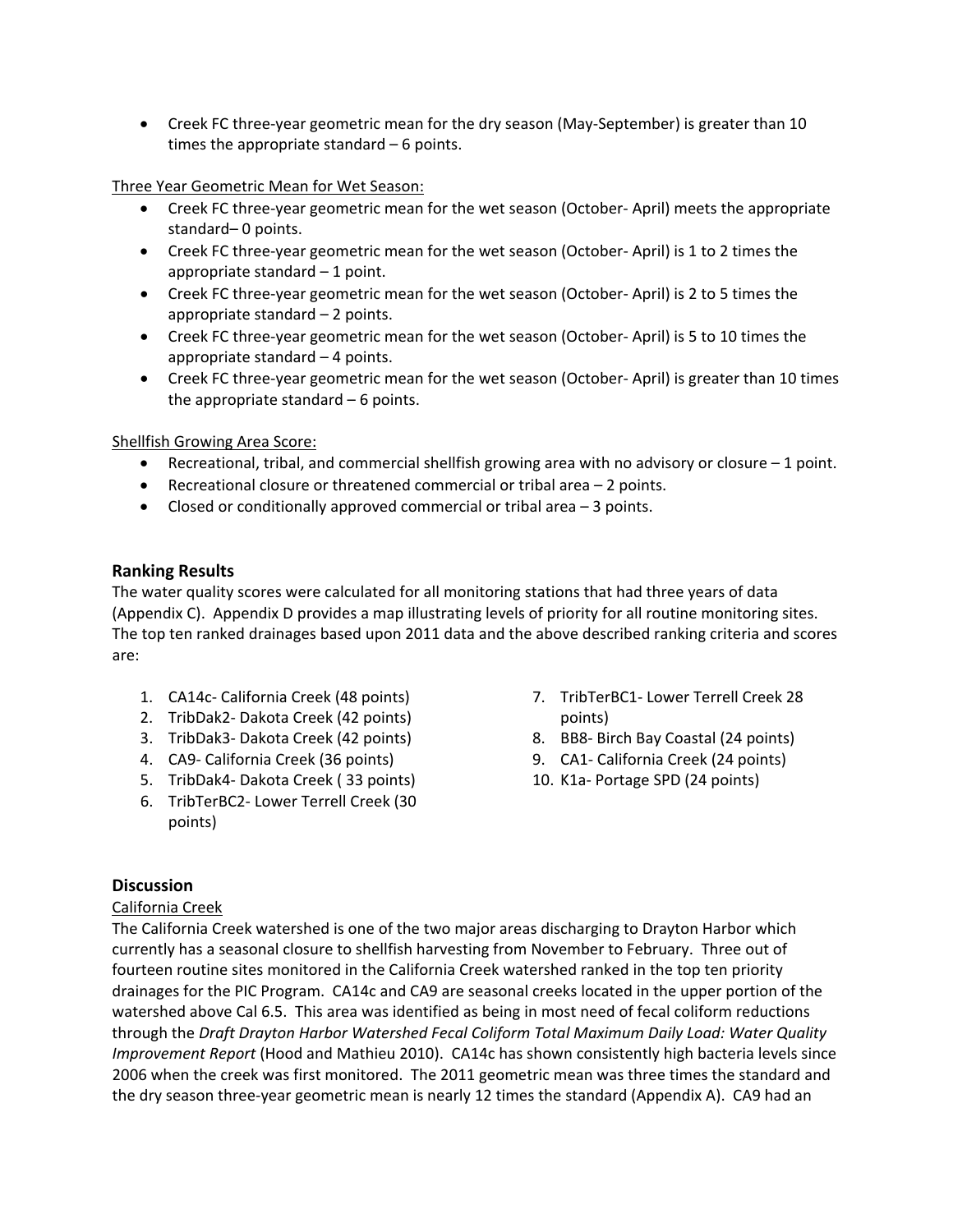- Creek FC three-year geometric mean for the dry season (May-September) is greater than 10 times the appropriate standard – 6 points.

Three Year Geometric Mean for Wet Season:

- Creek FC three-year geometric mean for the wet season (October- April) meets the appropriate standard– 0 points.
- Creek FC three-year geometric mean for the wet season (October- April) is 1 to 2 times the appropriate standard – 1 point.
- Creek FC three-year geometric mean for the wet season (October- April) is 2 to 5 times the appropriate standard – 2 points.
- Creek FC three-year geometric mean for the wet season (October- April) is 5 to 10 times the appropriate standard – 4 points.
- Creek FC three-year geometric mean for the wet season (October- April) is greater than 10 times the appropriate standard – 6 points.

Shellfish Growing Area Score:

- Recreational, tribal, and commercial shellfish growing area with no advisory or closure – 1 point.
- Recreational closure or threatened commercial or tribal area – 2 points.
- Closed or conditionally approved commercial or tribal area – 3 points.

### Ranking Results

The water quality scores were calculated for all monitoring stations that had three years of data (Appendix C). Appendix D provides a map illustrating levels of priority for all routine monitoring sites. The top ten ranked drainages based upon 2011 data and the above described ranking criteria and scores are:

1. CA14c- California Creek (48 points)
2. TribDak2- Dakota Creek (42 points)
3. TribDak3- Dakota Creek (42 points)
4. CA9- California Creek (36 points)
5. TribDak4- Dakota Creek ( 33 points)
6. TribTerBC2- Lower Terrell Creek (30 points)
7. TribTerBC1- Lower Terrell Creek 28 points)
8. BB8- Birch Bay Coastal (24 points)
9. CA1- California Creek (24 points)
10. K1a- Portage SPD (24 points)

### Discussion

California Creek

The California Creek watershed is one of the two major areas discharging to Drayton Harbor which currently has a seasonal closure to shellfish harvesting from November to February. Three out of fourteen routine sites monitored in the California Creek watershed ranked in the top ten priority drainages for the PIC Program. CA14c and CA9 are seasonal creeks located in the upper portion of the watershed above Cal 6.5. This area was identified as being in most need of fecal coliform reductions through the *Draft Drayton Harbor Watershed Fecal Coliform Total Maximum Daily Load: Water Quality Improvement Report* (Hood and Mathieu 2010). CA14c has shown consistently high bacteria levels since 2006 when the creek was first monitored. The 2011 geometric mean was three times the standard and the dry season three-year geometric mean is nearly 12 times the standard (Appendix A). CA9 had an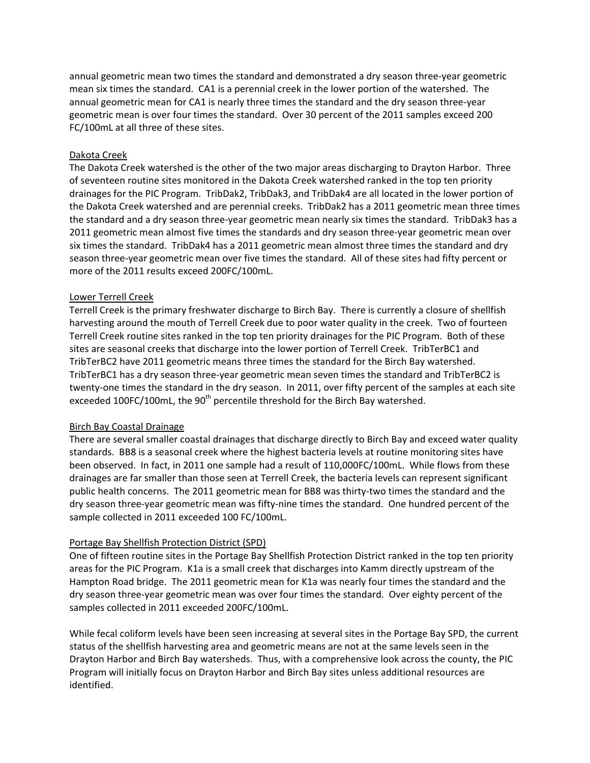annual geometric mean two times the standard and demonstrated a dry season three-year geometric mean six times the standard. CA1 is a perennial creek in the lower portion of the watershed. The annual geometric mean for CA1 is nearly three times the standard and the dry season three-year geometric mean is over four times the standard. Over 30 percent of the 2011 samples exceed 200 FC/100mL at all three of these sites.

#### Dakota Creek

The Dakota Creek watershed is the other of the two major areas discharging to Drayton Harbor. Three of seventeen routine sites monitored in the Dakota Creek watershed ranked in the top ten priority drainages for the PIC Program. TribDak2, TribDak3, and TribDak4 are all located in the lower portion of the Dakota Creek watershed and are perennial creeks. TribDak2 has a 2011 geometric mean three times the standard and a dry season three-year geometric mean nearly six times the standard. TribDak3 has a 2011 geometric mean almost five times the standards and dry season three-year geometric mean over six times the standard. TribDak4 has a 2011 geometric mean almost three times the standard and dry season three-year geometric mean over five times the standard. All of these sites had fifty percent or more of the 2011 results exceed 200FC/100mL.

#### Lower Terrell Creek

Terrell Creek is the primary freshwater discharge to Birch Bay. There is currently a closure of shellfish harvesting around the mouth of Terrell Creek due to poor water quality in the creek. Two of fourteen Terrell Creek routine sites ranked in the top ten priority drainages for the PIC Program. Both of these sites are seasonal creeks that discharge into the lower portion of Terrell Creek. TribTerBC1 and TribTerBC2 have 2011 geometric means three times the standard for the Birch Bay watershed. TribTerBC1 has a dry season three-year geometric mean seven times the standard and TribTerBC2 is twenty-one times the standard in the dry season. In 2011, over fifty percent of the samples at each site exceeded 100FC/100mL, the 90th percentile threshold for the Birch Bay watershed.

#### Birch Bay Coastal Drainage

There are several smaller coastal drainages that discharge directly to Birch Bay and exceed water quality standards. BB8 is a seasonal creek where the highest bacteria levels at routine monitoring sites have been observed. In fact, in 2011 one sample had a result of 110,000FC/100mL. While flows from these drainages are far smaller than those seen at Terrell Creek, the bacteria levels can represent significant public health concerns. The 2011 geometric mean for BB8 was thirty-two times the standard and the dry season three-year geometric mean was fifty-nine times the standard. One hundred percent of the sample collected in 2011 exceeded 100 FC/100mL.

#### Portage Bay Shellfish Protection District (SPD)

One of fifteen routine sites in the Portage Bay Shellfish Protection District ranked in the top ten priority areas for the PIC Program. K1a is a small creek that discharges into Kamm directly upstream of the Hampton Road bridge. The 2011 geometric mean for K1a was nearly four times the standard and the dry season three-year geometric mean was over four times the standard. Over eighty percent of the samples collected in 2011 exceeded 200FC/100mL.

While fecal coliform levels have been seen increasing at several sites in the Portage Bay SPD, the current status of the shellfish harvesting area and geometric means are not at the same levels seen in the Drayton Harbor and Birch Bay watersheds. Thus, with a comprehensive look across the county, the PIC Program will initially focus on Drayton Harbor and Birch Bay sites unless additional resources are identified.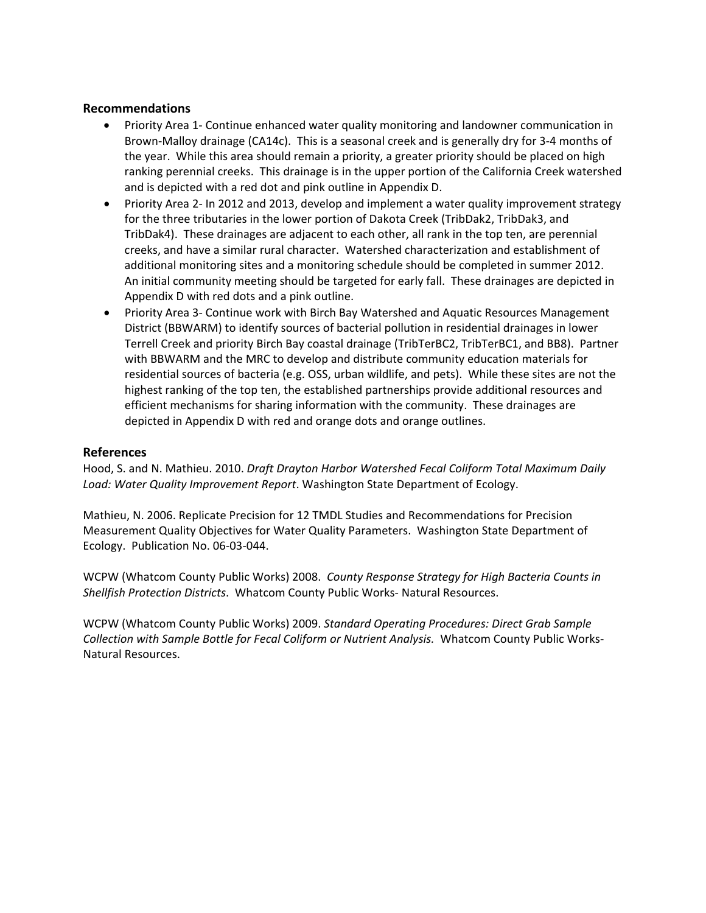## Recommendations

- Priority Area 1- Continue enhanced water quality monitoring and landowner communication in Brown-Malloy drainage (CA14c). This is a seasonal creek and is generally dry for 3-4 months of the year. While this area should remain a priority, a greater priority should be placed on high ranking perennial creeks. This drainage is in the upper portion of the California Creek watershed and is depicted with a red dot and pink outline in Appendix D.
- Priority Area 2- In 2012 and 2013, develop and implement a water quality improvement strategy for the three tributaries in the lower portion of Dakota Creek (TribDak2, TribDak3, and TribDak4). These drainages are adjacent to each other, all rank in the top ten, are perennial creeks, and have a similar rural character. Watershed characterization and establishment of additional monitoring sites and a monitoring schedule should be completed in summer 2012. An initial community meeting should be targeted for early fall. These drainages are depicted in Appendix D with red dots and a pink outline.
- Priority Area 3- Continue work with Birch Bay Watershed and Aquatic Resources Management District (BBWARM) to identify sources of bacterial pollution in residential drainages in lower Terrell Creek and priority Birch Bay coastal drainage (TribTerBC2, TribTerBC1, and BB8). Partner with BBWARM and the MRC to develop and distribute community education materials for residential sources of bacteria (e.g. OSS, urban wildlife, and pets). While these sites are not the highest ranking of the top ten, the established partnerships provide additional resources and efficient mechanisms for sharing information with the community. These drainages are depicted in Appendix D with red and orange dots and orange outlines.

## References

Hood, S. and N. Mathieu. 2010. *Draft Drayton Harbor Watershed Fecal Coliform Total Maximum Daily Load: Water Quality Improvement Report*. Washington State Department of Ecology.

Mathieu, N. 2006. Replicate Precision for 12 TMDL Studies and Recommendations for Precision Measurement Quality Objectives for Water Quality Parameters. Washington State Department of Ecology. Publication No. 06-03-044.

WCPW (Whatcom County Public Works) 2008. *County Response Strategy for High Bacteria Counts in Shellfish Protection Districts*. Whatcom County Public Works- Natural Resources.

WCPW (Whatcom County Public Works) 2009. *Standard Operating Procedures: Direct Grab Sample Collection with Sample Bottle for Fecal Coliform or Nutrient Analysis.* Whatcom County Public Works-Natural Resources.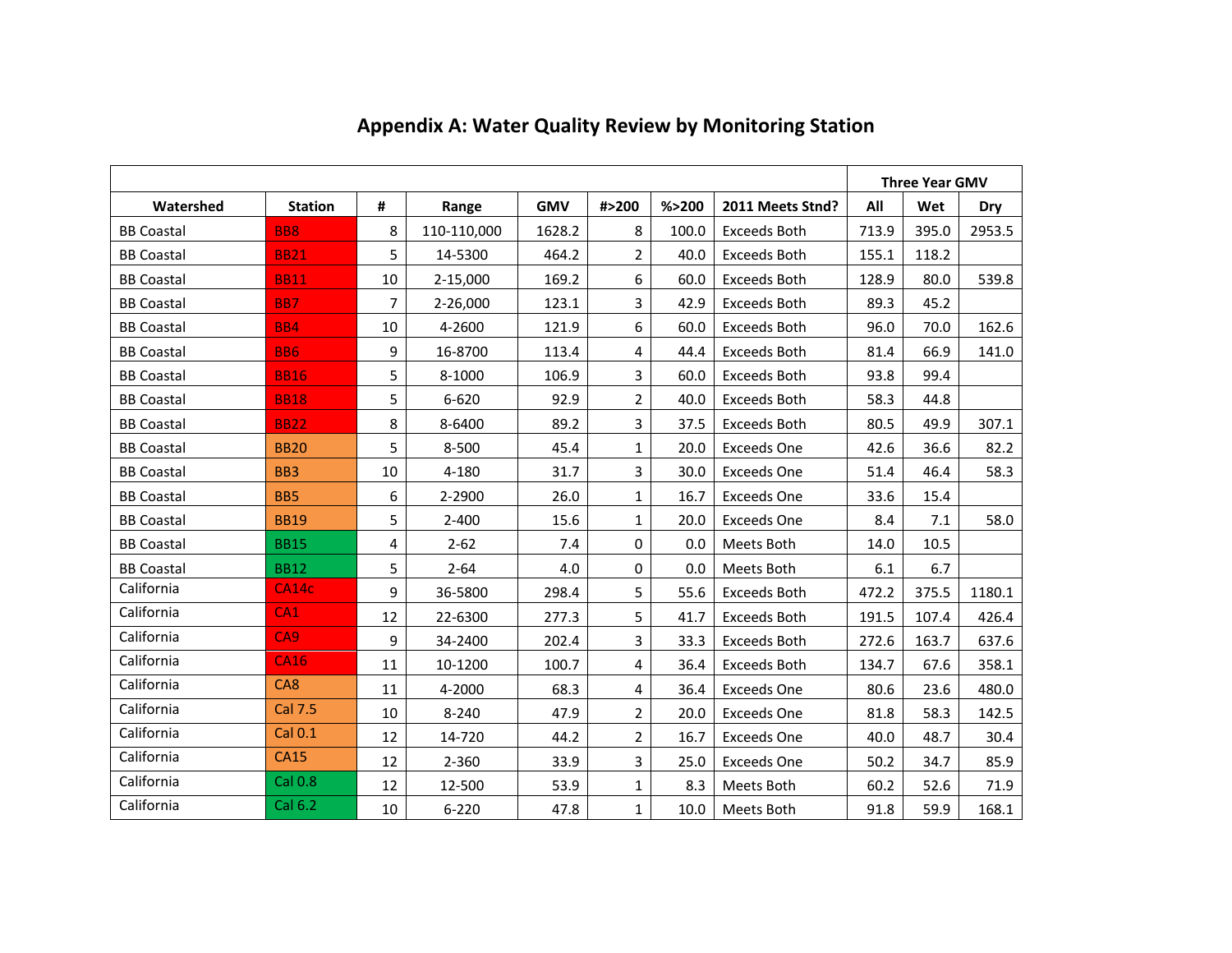# Appendix A: Water Quality Review by Monitoring Station

| Watershed | Station | # | Range | GMV | #>200 | %>200 | 2011 Meets Stnd? | Three Year GMV | | |
|---|---|---|---|---|---|---|---|---|---|---|
| | | | | | | | | All | Wet | Dry |
| BB Coastal | BB8 | 8 | 110-110,000 | 1628.2 | 8 | 100.0 | Exceeds Both | 713.9 | 395.0 | 2953.5 |
| BB Coastal | BB21 | 5 | 14-5300 | 464.2 | 2 | 40.0 | Exceeds Both | 155.1 | 118.2 | |
| BB Coastal | BB11 | 10 | 2-15,000 | 169.2 | 6 | 60.0 | Exceeds Both | 128.9 | 80.0 | 539.8 |
| BB Coastal | BB7 | 7 | 2-26,000 | 123.1 | 3 | 42.9 | Exceeds Both | 89.3 | 45.2 | |
| BB Coastal | BB4 | 10 | 4-2600 | 121.9 | 6 | 60.0 | Exceeds Both | 96.0 | 70.0 | 162.6 |
| BB Coastal | BB6 | 9 | 16-8700 | 113.4 | 4 | 44.4 | Exceeds Both | 81.4 | 66.9 | 141.0 |
| BB Coastal | BB16 | 5 | 8-1000 | 106.9 | 3 | 60.0 | Exceeds Both | 93.8 | 99.4 | |
| BB Coastal | BB18 | 5 | 6-620 | 92.9 | 2 | 40.0 | Exceeds Both | 58.3 | 44.8 | |
| BB Coastal | BB22 | 8 | 8-6400 | 89.2 | 3 | 37.5 | Exceeds Both | 80.5 | 49.9 | 307.1 |
| BB Coastal | BB20 | 5 | 8-500 | 45.4 | 1 | 20.0 | Exceeds One | 42.6 | 36.6 | 82.2 |
| BB Coastal | BB3 | 10 | 4-180 | 31.7 | 3 | 30.0 | Exceeds One | 51.4 | 46.4 | 58.3 |
| BB Coastal | BB5 | 6 | 2-2900 | 26.0 | 1 | 16.7 | Exceeds One | 33.6 | 15.4 | |
| BB Coastal | BB19 | 5 | 2-400 | 15.6 | 1 | 20.0 | Exceeds One | 8.4 | 7.1 | 58.0 |
| BB Coastal | BB15 | 4 | 2-62 | 7.4 | 0 | 0.0 | Meets Both | 14.0 | 10.5 | |
| BB Coastal | BB12 | 5 | 2-64 | 4.0 | 0 | 0.0 | Meets Both | 6.1 | 6.7 | |
| California | CA14c | 9 | 36-5800 | 298.4 | 5 | 55.6 | Exceeds Both | 472.2 | 375.5 | 1180.1 |
| California | CA1 | 12 | 22-6300 | 277.3 | 5 | 41.7 | Exceeds Both | 191.5 | 107.4 | 426.4 |
| California | CA9 | 9 | 34-2400 | 202.4 | 3 | 33.3 | Exceeds Both | 272.6 | 163.7 | 637.6 |
| California | CA16 | 11 | 10-1200 | 100.7 | 4 | 36.4 | Exceeds Both | 134.7 | 67.6 | 358.1 |
| California | CA8 | 11 | 4-2000 | 68.3 | 4 | 36.4 | Exceeds One | 80.6 | 23.6 | 480.0 |
| California | Cal 7.5 | 10 | 8-240 | 47.9 | 2 | 20.0 | Exceeds One | 81.8 | 58.3 | 142.5 |
| California | Cal 0.1 | 12 | 14-720 | 44.2 | 2 | 16.7 | Exceeds One | 40.0 | 48.7 | 30.4 |
| California | CA15 | 12 | 2-360 | 33.9 | 3 | 25.0 | Exceeds One | 50.2 | 34.7 | 85.9 |
| California | Cal 0.8 | 12 | 12-500 | 53.9 | 1 | 8.3 | Meets Both | 60.2 | 52.6 | 71.9 |
| California | Cal 6.2 | 10 | 6-220 | 47.8 | 1 | 10.0 | Meets Both | 91.8 | 59.9 | 168.1 |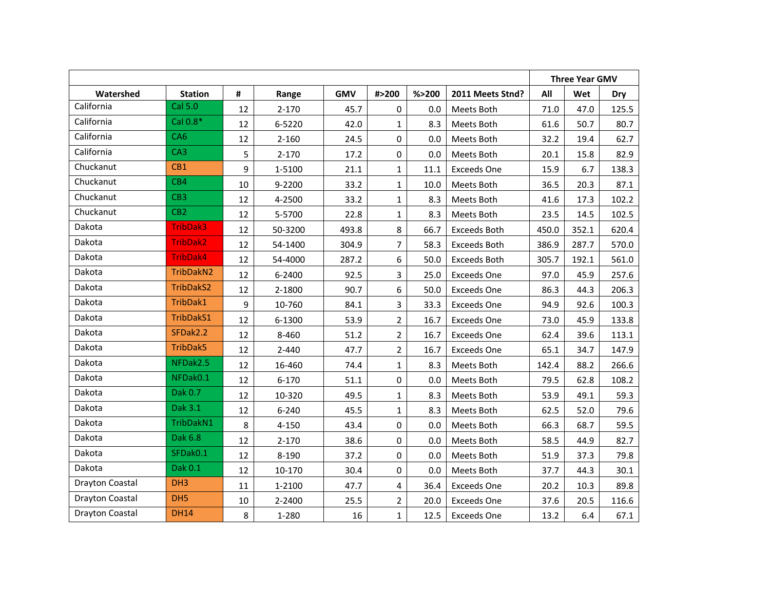| Watershed | Station | # | Range | GMV | #>200 | %>200 | 2011 Meets Stnd? | Three Year GMV | | |
|---|---|---|---|---|---|---|---|---|---|---|
| | | | | | | | | All | Wet | Dry |
| California | Cal 5.0 | 12 | 2-170 | 45.7 | 0 | 0.0 | Meets Both | 71.0 | 47.0 | 125.5 |
| California | Cal 0.8* | 12 | 6-5220 | 42.0 | 1 | 8.3 | Meets Both | 61.6 | 50.7 | 80.7 |
| California | CA6 | 12 | 2-160 | 24.5 | 0 | 0.0 | Meets Both | 32.2 | 19.4 | 62.7 |
| California | CA3 | 5 | 2-170 | 17.2 | 0 | 0.0 | Meets Both | 20.1 | 15.8 | 82.9 |
| Chuckanut | CB1 | 9 | 1-5100 | 21.1 | 1 | 11.1 | Exceeds One | 15.9 | 6.7 | 138.3 |
| Chuckanut | CB4 | 10 | 9-2200 | 33.2 | 1 | 10.0 | Meets Both | 36.5 | 20.3 | 87.1 |
| Chuckanut | CB3 | 12 | 4-2500 | 33.2 | 1 | 8.3 | Meets Both | 41.6 | 17.3 | 102.2 |
| Chuckanut | CB2 | 12 | 5-5700 | 22.8 | 1 | 8.3 | Meets Both | 23.5 | 14.5 | 102.5 |
| Dakota | TribDak3 | 12 | 50-3200 | 493.8 | 8 | 66.7 | Exceeds Both | 450.0 | 352.1 | 620.4 |
| Dakota | TribDak2 | 12 | 54-1400 | 304.9 | 7 | 58.3 | Exceeds Both | 386.9 | 287.7 | 570.0 |
| Dakota | TribDak4 | 12 | 54-4000 | 287.2 | 6 | 50.0 | Exceeds Both | 305.7 | 192.1 | 561.0 |
| Dakota | TribDakN2 | 12 | 6-2400 | 92.5 | 3 | 25.0 | Exceeds One | 97.0 | 45.9 | 257.6 |
| Dakota | TribDakS2 | 12 | 2-1800 | 90.7 | 6 | 50.0 | Exceeds One | 86.3 | 44.3 | 206.3 |
| Dakota | TribDak1 | 9 | 10-760 | 84.1 | 3 | 33.3 | Exceeds One | 94.9 | 92.6 | 100.3 |
| Dakota | TribDakS1 | 12 | 6-1300 | 53.9 | 2 | 16.7 | Exceeds One | 73.0 | 45.9 | 133.8 |
| Dakota | SFDak2.2 | 12 | 8-460 | 51.2 | 2 | 16.7 | Exceeds One | 62.4 | 39.6 | 113.1 |
| Dakota | TribDak5 | 12 | 2-440 | 47.7 | 2 | 16.7 | Exceeds One | 65.1 | 34.7 | 147.9 |
| Dakota | NFDak2.5 | 12 | 16-460 | 74.4 | 1 | 8.3 | Meets Both | 142.4 | 88.2 | 266.6 |
| Dakota | NFDak0.1 | 12 | 6-170 | 51.1 | 0 | 0.0 | Meets Both | 79.5 | 62.8 | 108.2 |
| Dakota | Dak 0.7 | 12 | 10-320 | 49.5 | 1 | 8.3 | Meets Both | 53.9 | 49.1 | 59.3 |
| Dakota | Dak 3.1 | 12 | 6-240 | 45.5 | 1 | 8.3 | Meets Both | 62.5 | 52.0 | 79.6 |
| Dakota | TribDakN1 | 8 | 4-150 | 43.4 | 0 | 0.0 | Meets Both | 66.3 | 68.7 | 59.5 |
| Dakota | Dak 6.8 | 12 | 2-170 | 38.6 | 0 | 0.0 | Meets Both | 58.5 | 44.9 | 82.7 |
| Dakota | SFDak0.1 | 12 | 8-190 | 37.2 | 0 | 0.0 | Meets Both | 51.9 | 37.3 | 79.8 |
| Dakota | Dak 0.1 | 12 | 10-170 | 30.4 | 0 | 0.0 | Meets Both | 37.7 | 44.3 | 30.1 |
| Drayton Coastal | DH3 | 11 | 1-2100 | 47.7 | 4 | 36.4 | Exceeds One | 20.2 | 10.3 | 89.8 |
| Drayton Coastal | DH5 | 10 | 2-2400 | 25.5 | 2 | 20.0 | Exceeds One | 37.6 | 20.5 | 116.6 |
| Drayton Coastal | DH14 | 8 | 1-280 | 16 | 1 | 12.5 | Exceeds One | 13.2 | 6.4 | 67.1 |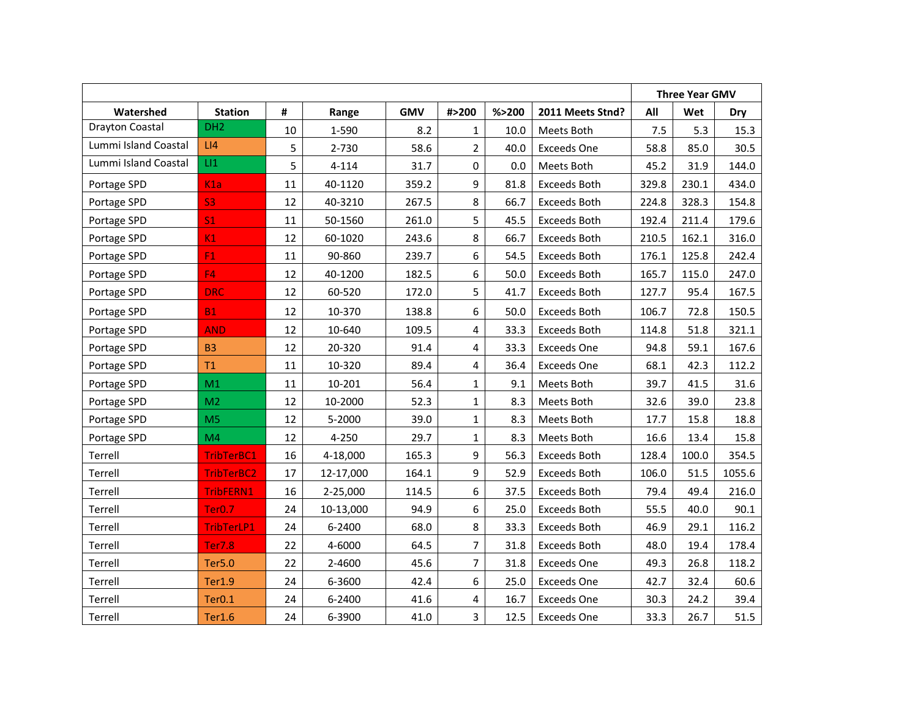| Watershed | Station | # | Range | GMV | #>200 | %>200 | 2011 Meets Stnd? | Three Year GMV All | Three Year GMV Wet | Three Year GMV Dry |
|---|---|---|---|---|---|---|---|---|---|---|
| Drayton Coastal | DH2 | 10 | 1-590 | 8.2 | 1 | 10.0 | Meets Both | 7.5 | 5.3 | 15.3 |
| Lummi Island Coastal | LI4 | 5 | 2-730 | 58.6 | 2 | 40.0 | Exceeds One | 58.8 | 85.0 | 30.5 |
| Lummi Island Coastal | LI1 | 5 | 4-114 | 31.7 | 0 | 0.0 | Meets Both | 45.2 | 31.9 | 144.0 |
| Portage SPD | K1a | 11 | 40-1120 | 359.2 | 9 | 81.8 | Exceeds Both | 329.8 | 230.1 | 434.0 |
| Portage SPD | S3 | 12 | 40-3210 | 267.5 | 8 | 66.7 | Exceeds Both | 224.8 | 328.3 | 154.8 |
| Portage SPD | S1 | 11 | 50-1560 | 261.0 | 5 | 45.5 | Exceeds Both | 192.4 | 211.4 | 179.6 |
| Portage SPD | K1 | 12 | 60-1020 | 243.6 | 8 | 66.7 | Exceeds Both | 210.5 | 162.1 | 316.0 |
| Portage SPD | F1 | 11 | 90-860 | 239.7 | 6 | 54.5 | Exceeds Both | 176.1 | 125.8 | 242.4 |
| Portage SPD | F4 | 12 | 40-1200 | 182.5 | 6 | 50.0 | Exceeds Both | 165.7 | 115.0 | 247.0 |
| Portage SPD | DRC | 12 | 60-520 | 172.0 | 5 | 41.7 | Exceeds Both | 127.7 | 95.4 | 167.5 |
| Portage SPD | B1 | 12 | 10-370 | 138.8 | 6 | 50.0 | Exceeds Both | 106.7 | 72.8 | 150.5 |
| Portage SPD | AND | 12 | 10-640 | 109.5 | 4 | 33.3 | Exceeds Both | 114.8 | 51.8 | 321.1 |
| Portage SPD | B3 | 12 | 20-320 | 91.4 | 4 | 33.3 | Exceeds One | 94.8 | 59.1 | 167.6 |
| Portage SPD | T1 | 11 | 10-320 | 89.4 | 4 | 36.4 | Exceeds One | 68.1 | 42.3 | 112.2 |
| Portage SPD | M1 | 11 | 10-201 | 56.4 | 1 | 9.1 | Meets Both | 39.7 | 41.5 | 31.6 |
| Portage SPD | M2 | 12 | 10-2000 | 52.3 | 1 | 8.3 | Meets Both | 32.6 | 39.0 | 23.8 |
| Portage SPD | M5 | 12 | 5-2000 | 39.0 | 1 | 8.3 | Meets Both | 17.7 | 15.8 | 18.8 |
| Portage SPD | M4 | 12 | 4-250 | 29.7 | 1 | 8.3 | Meets Both | 16.6 | 13.4 | 15.8 |
| Terrell | TribTerBC1 | 16 | 4-18,000 | 165.3 | 9 | 56.3 | Exceeds Both | 128.4 | 100.0 | 354.5 |
| Terrell | TribTerBC2 | 17 | 12-17,000 | 164.1 | 9 | 52.9 | Exceeds Both | 106.0 | 51.5 | 1055.6 |
| Terrell | TribFERN1 | 16 | 2-25,000 | 114.5 | 6 | 37.5 | Exceeds Both | 79.4 | 49.4 | 216.0 |
| Terrell | Ter0.7 | 24 | 10-13,000 | 94.9 | 6 | 25.0 | Exceeds Both | 55.5 | 40.0 | 90.1 |
| Terrell | TribTerLP1 | 24 | 6-2400 | 68.0 | 8 | 33.3 | Exceeds Both | 46.9 | 29.1 | 116.2 |
| Terrell | Ter7.8 | 22 | 4-6000 | 64.5 | 7 | 31.8 | Exceeds Both | 48.0 | 19.4 | 178.4 |
| Terrell | Ter5.0 | 22 | 2-4600 | 45.6 | 7 | 31.8 | Exceeds One | 49.3 | 26.8 | 118.2 |
| Terrell | Ter1.9 | 24 | 6-3600 | 42.4 | 6 | 25.0 | Exceeds One | 42.7 | 32.4 | 60.6 |
| Terrell | Ter0.1 | 24 | 6-2400 | 41.6 | 4 | 16.7 | Exceeds One | 30.3 | 24.2 | 39.4 |
| Terrell | Ter1.6 | 24 | 6-3900 | 41.0 | 3 | 12.5 | Exceeds One | 33.3 | 26.7 | 51.5 |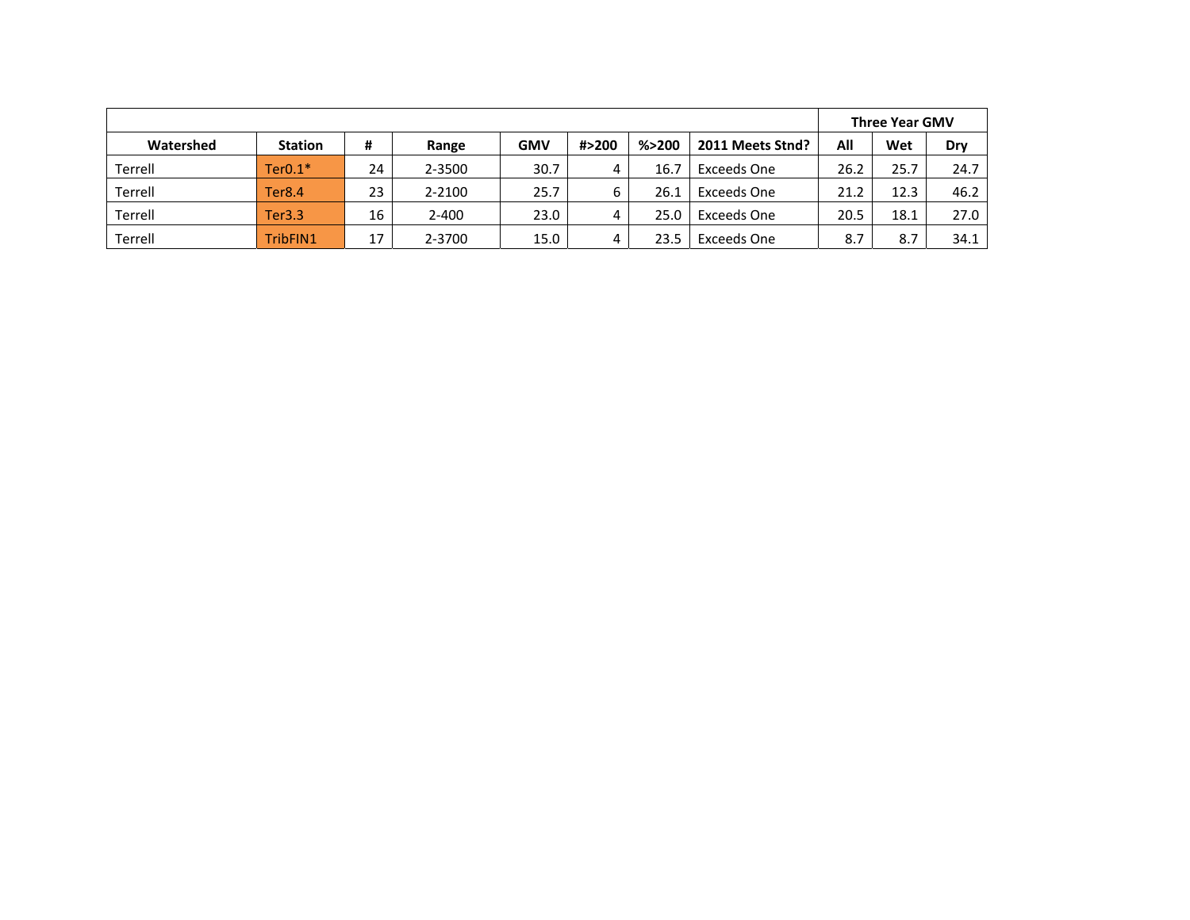| | | | | | | | | Three Year GMV | | |
|---|---|---|---|---|---|---|---|---|---|---|
| Watershed | Station | # | Range | GMV | #>200 | %>200 | 2011 Meets Stnd? | All | Wet | Dry |
| Terrell | Ter0.1* | 24 | 2-3500 | 30.7 | 4 | 16.7 | Exceeds One | 26.2 | 25.7 | 24.7 |
| Terrell | Ter8.4 | 23 | 2-2100 | 25.7 | 6 | 26.1 | Exceeds One | 21.2 | 12.3 | 46.2 |
| Terrell | Ter3.3 | 16 | 2-400 | 23.0 | 4 | 25.0 | Exceeds One | 20.5 | 18.1 | 27.0 |
| Terrell | TribFIN1 | 17 | 2-3700 | 15.0 | 4 | 23.5 | Exceeds One | 8.7 | 8.7 | 34.1 |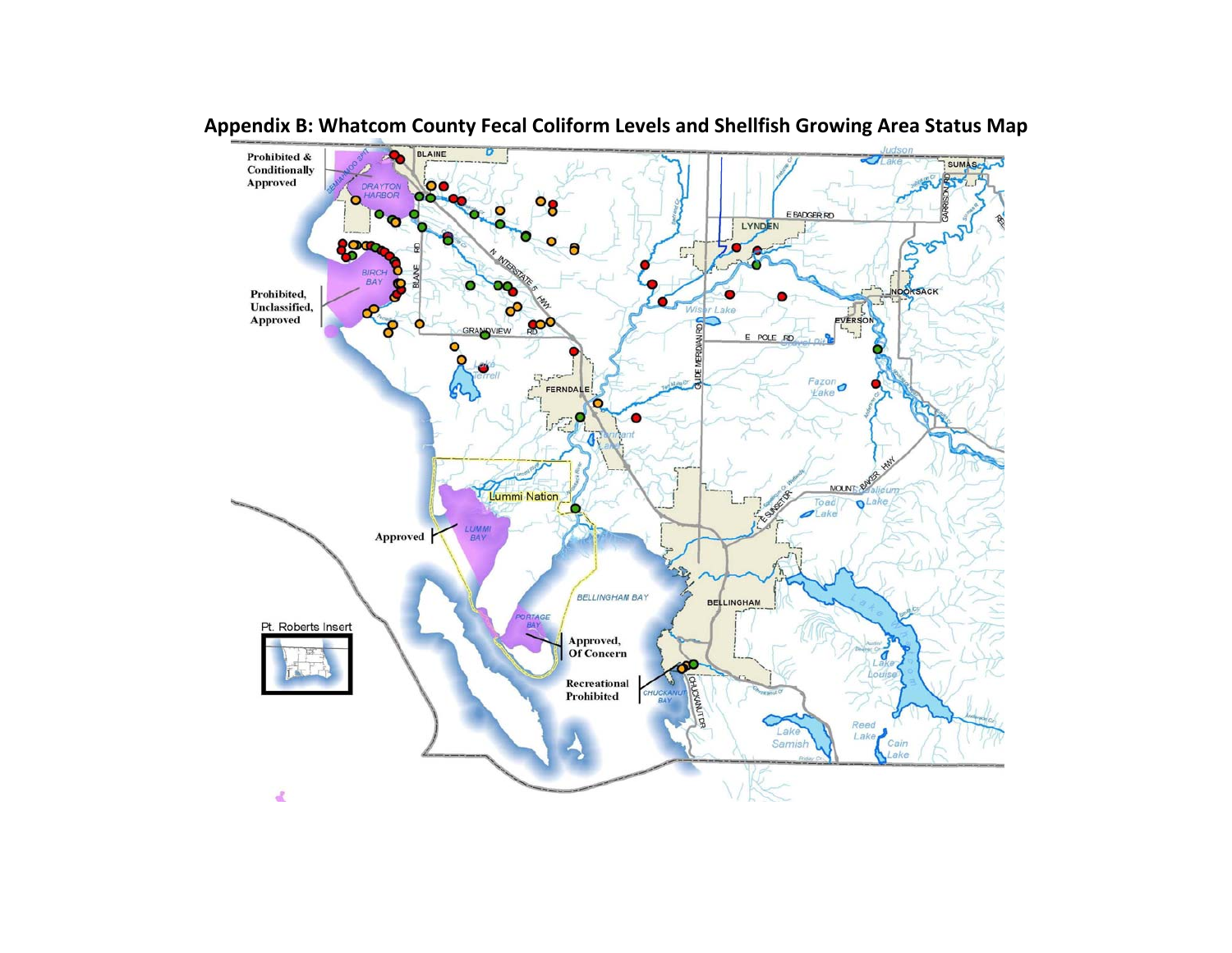## Appendix B: Whatcom County Fecal Coliform Levels and Shellfish Growing Area Status Map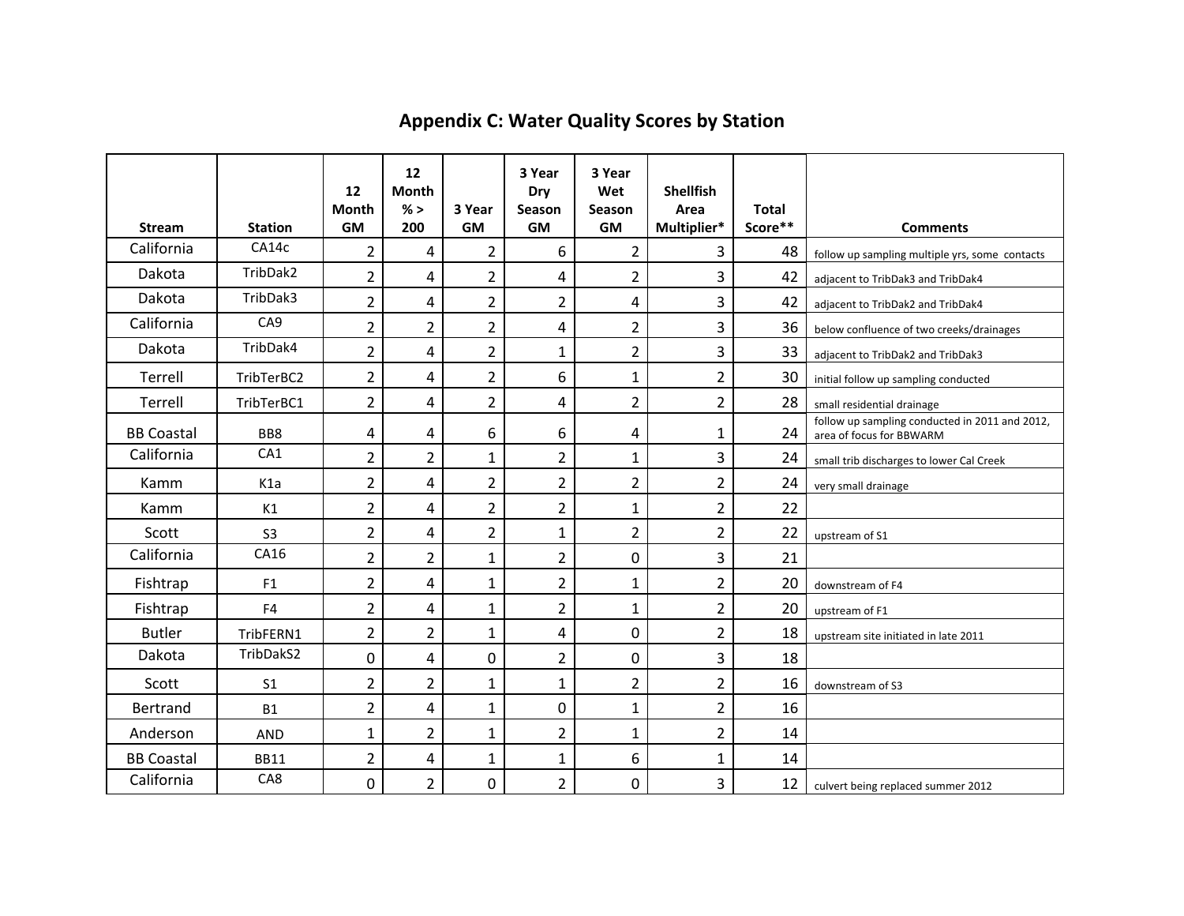# Appendix C: Water Quality Scores by Station

| Stream | Station | 12 Month GM | 12 Month % > 200 | 3 Year GM | 3 Year Dry Season GM | 3 Year Wet Season GM | Shellfish Area Multiplier* | Total Score** | Comments |
|---|---|---|---|---|---|---|---|---|---|
| California | CA14c | 2 | 4 | 2 | 6 | 2 | 3 | 48 | follow up sampling multiple yrs, some contacts |
| Dakota | TribDak2 | 2 | 4 | 2 | 4 | 2 | 3 | 42 | adjacent to TribDak3 and TribDak4 |
| Dakota | TribDak3 | 2 | 4 | 2 | 2 | 4 | 3 | 42 | adjacent to TribDak2 and TribDak4 |
| California | CA9 | 2 | 2 | 2 | 4 | 2 | 3 | 36 | below confluence of two creeks/drainages |
| Dakota | TribDak4 | 2 | 4 | 2 | 1 | 2 | 3 | 33 | adjacent to TribDak2 and TribDak3 |
| Terrell | TribTerBC2 | 2 | 4 | 2 | 6 | 1 | 2 | 30 | initial follow up sampling conducted |
| Terrell | TribTerBC1 | 2 | 4 | 2 | 4 | 2 | 2 | 28 | small residential drainage |
| BB Coastal | BB8 | 4 | 4 | 6 | 6 | 4 | 1 | 24 | follow up sampling conducted in 2011 and 2012, area of focus for BBWARM |
| California | CA1 | 2 | 2 | 1 | 2 | 1 | 3 | 24 | small trib discharges to lower Cal Creek |
| Kamm | K1a | 2 | 4 | 2 | 2 | 2 | 2 | 24 | very small drainage |
| Kamm | K1 | 2 | 4 | 2 | 2 | 1 | 2 | 22 | |
| Scott | S3 | 2 | 4 | 2 | 1 | 2 | 2 | 22 | upstream of S1 |
| California | CA16 | 2 | 2 | 1 | 2 | 0 | 3 | 21 | |
| Fishtrap | F1 | 2 | 4 | 1 | 2 | 1 | 2 | 20 | downstream of F4 |
| Fishtrap | F4 | 2 | 4 | 1 | 2 | 1 | 2 | 20 | upstream of F1 |
| Butler | TribFERN1 | 2 | 2 | 1 | 4 | 0 | 2 | 18 | upstream site initiated in late 2011 |
| Dakota | TribDakS2 | 0 | 4 | 0 | 2 | 0 | 3 | 18 | |
| Scott | S1 | 2 | 2 | 1 | 1 | 2 | 2 | 16 | downstream of S3 |
| Bertrand | B1 | 2 | 4 | 1 | 0 | 1 | 2 | 16 | |
| Anderson | AND | 1 | 2 | 1 | 2 | 1 | 2 | 14 | |
| BB Coastal | BB11 | 2 | 4 | 1 | 1 | 6 | 1 | 14 | |
| California | CA8 | 0 | 2 | 0 | 2 | 0 | 3 | 12 | culvert being replaced summer 2012 |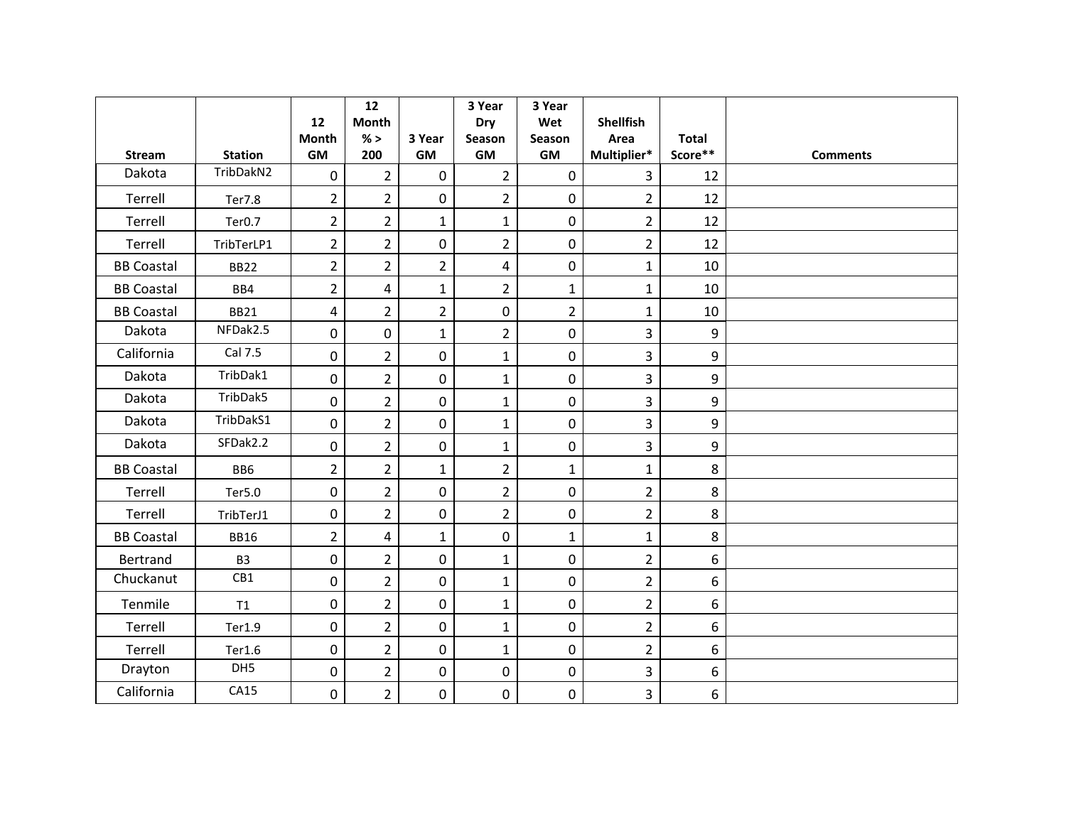| Stream | Station | 12 Month GM | 12 Month % > 200 | 3 Year GM | 3 Year Dry Season GM | 3 Year Wet Season GM | Shellfish Area Multiplier* | Total Score** | Comments |
|---|---|---|---|---|---|---|---|---|---|
| Dakota | TribDakN2 | 0 | 2 | 0 | 2 | 0 | 3 | 12 | |
| Terrell | Ter7.8 | 2 | 2 | 0 | 2 | 0 | 2 | 12 | |
| Terrell | Ter0.7 | 2 | 2 | 1 | 1 | 0 | 2 | 12 | |
| Terrell | TribTerLP1 | 2 | 2 | 0 | 2 | 0 | 2 | 12 | |
| BB Coastal | BB22 | 2 | 2 | 2 | 4 | 0 | 1 | 10 | |
| BB Coastal | BB4 | 2 | 4 | 1 | 2 | 1 | 1 | 10 | |
| BB Coastal | BB21 | 4 | 2 | 2 | 0 | 2 | 1 | 10 | |
| Dakota | NFDak2.5 | 0 | 0 | 1 | 2 | 0 | 3 | 9 | |
| California | Cal 7.5 | 0 | 2 | 0 | 1 | 0 | 3 | 9 | |
| Dakota | TribDak1 | 0 | 2 | 0 | 1 | 0 | 3 | 9 | |
| Dakota | TribDak5 | 0 | 2 | 0 | 1 | 0 | 3 | 9 | |
| Dakota | TribDakS1 | 0 | 2 | 0 | 1 | 0 | 3 | 9 | |
| Dakota | SFDak2.2 | 0 | 2 | 0 | 1 | 0 | 3 | 9 | |
| BB Coastal | BB6 | 2 | 2 | 1 | 2 | 1 | 1 | 8 | |
| Terrell | Ter5.0 | 0 | 2 | 0 | 2 | 0 | 2 | 8 | |
| Terrell | TribTerJ1 | 0 | 2 | 0 | 2 | 0 | 2 | 8 | |
| BB Coastal | BB16 | 2 | 4 | 1 | 0 | 1 | 1 | 8 | |
| Bertrand | B3 | 0 | 2 | 0 | 1 | 0 | 2 | 6 | |
| Chuckanut | CB1 | 0 | 2 | 0 | 1 | 0 | 2 | 6 | |
| Tenmile | T1 | 0 | 2 | 0 | 1 | 0 | 2 | 6 | |
| Terrell | Ter1.9 | 0 | 2 | 0 | 1 | 0 | 2 | 6 | |
| Terrell | Ter1.6 | 0 | 2 | 0 | 1 | 0 | 2 | 6 | |
| Drayton | DH5 | 0 | 2 | 0 | 0 | 0 | 3 | 6 | |
| California | CA15 | 0 | 2 | 0 | 0 | 0 | 3 | 6 | |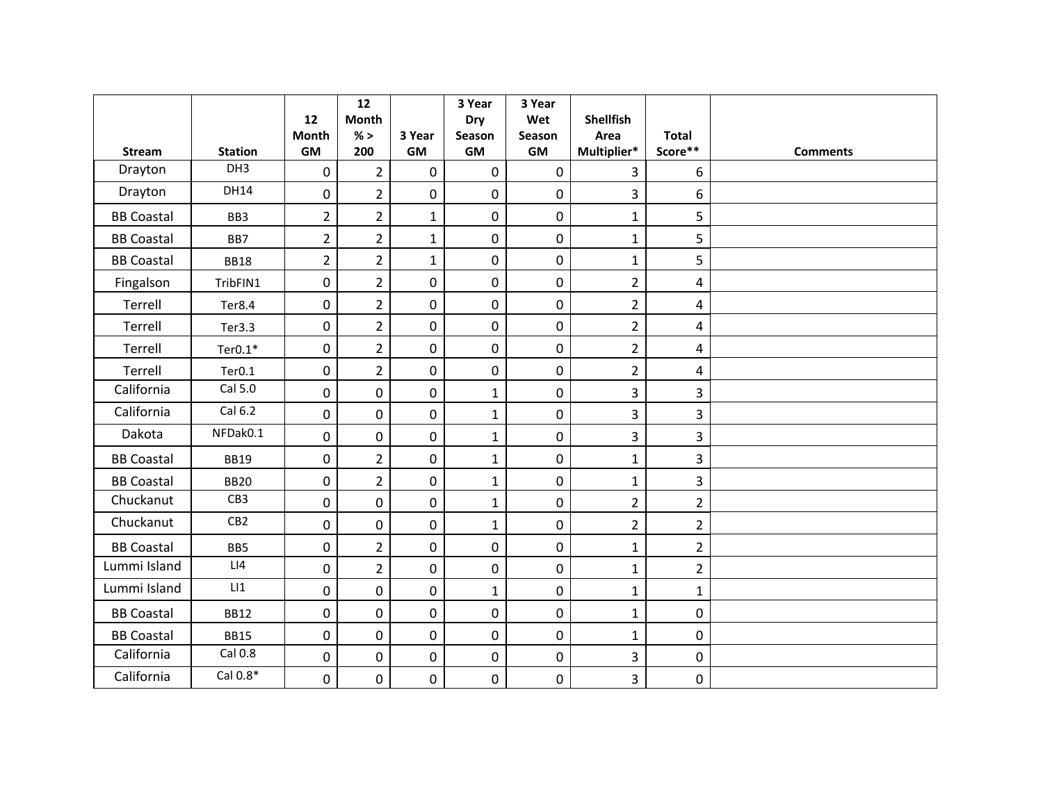| Stream | Station | 12 Month GM | 12 Month % > 200 | 3 Year GM | 3 Year Dry Season GM | 3 Year Wet Season GM | Shellfish Area Multiplier* | Total Score** | Comments |
|---|---|---|---|---|---|---|---|---|---|
| Drayton | DH3 | 0 | 2 | 0 | 0 | 0 | 3 | 6 | |
| Drayton | DH14 | 0 | 2 | 0 | 0 | 0 | 3 | 6 | |
| BB Coastal | BB3 | 2 | 2 | 1 | 0 | 0 | 1 | 5 | |
| BB Coastal | BB7 | 2 | 2 | 1 | 0 | 0 | 1 | 5 | |
| BB Coastal | BB18 | 2 | 2 | 1 | 0 | 0 | 1 | 5 | |
| Fingalson | TribFIN1 | 0 | 2 | 0 | 0 | 0 | 2 | 4 | |
| Terrell | Ter8.4 | 0 | 2 | 0 | 0 | 0 | 2 | 4 | |
| Terrell | Ter3.3 | 0 | 2 | 0 | 0 | 0 | 2 | 4 | |
| Terrell | Ter0.1* | 0 | 2 | 0 | 0 | 0 | 2 | 4 | |
| Terrell | Ter0.1 | 0 | 2 | 0 | 0 | 0 | 2 | 4 | |
| California | Cal 5.0 | 0 | 0 | 0 | 1 | 0 | 3 | 3 | |
| California | Cal 6.2 | 0 | 0 | 0 | 1 | 0 | 3 | 3 | |
| Dakota | NFDak0.1 | 0 | 0 | 0 | 1 | 0 | 3 | 3 | |
| BB Coastal | BB19 | 0 | 2 | 0 | 1 | 0 | 1 | 3 | |
| BB Coastal | BB20 | 0 | 2 | 0 | 1 | 0 | 1 | 3 | |
| Chuckanut | CB3 | 0 | 0 | 0 | 1 | 0 | 2 | 2 | |
| Chuckanut | CB2 | 0 | 0 | 0 | 1 | 0 | 2 | 2 | |
| BB Coastal | BB5 | 0 | 2 | 0 | 0 | 0 | 1 | 2 | |
| Lummi Island | LI4 | 0 | 2 | 0 | 0 | 0 | 1 | 2 | |
| Lummi Island | LI1 | 0 | 0 | 0 | 1 | 0 | 1 | 1 | |
| BB Coastal | BB12 | 0 | 0 | 0 | 0 | 0 | 1 | 0 | |
| BB Coastal | BB15 | 0 | 0 | 0 | 0 | 0 | 1 | 0 | |
| California | Cal 0.8 | 0 | 0 | 0 | 0 | 0 | 3 | 0 | |
| California | Cal 0.8* | 0 | 0 | 0 | 0 | 0 | 3 | 0 | |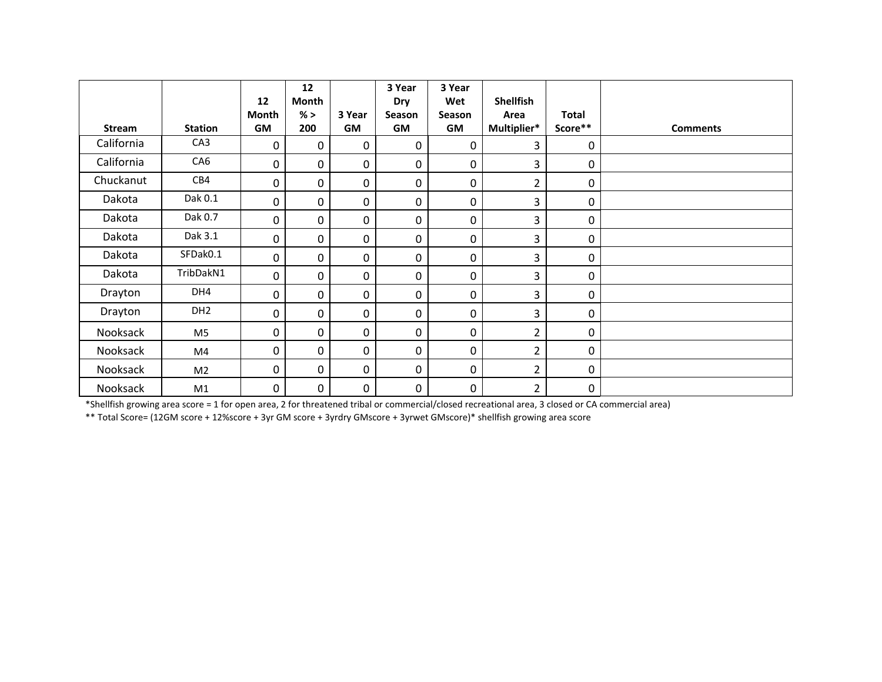| Stream | Station | 12 Month GM | 12 Month % > 200 | 3 Year GM | 3 Year Dry Season GM | 3 Year Wet Season GM | Shellfish Area Multiplier* | Total Score** | Comments |
|---|---|---|---|---|---|---|---|---|---|
| California | CA3 | 0 | 0 | 0 | 0 | 0 | 3 | 0 | |
| California | CA6 | 0 | 0 | 0 | 0 | 0 | 3 | 0 | |
| Chuckanut | CB4 | 0 | 0 | 0 | 0 | 0 | 2 | 0 | |
| Dakota | Dak 0.1 | 0 | 0 | 0 | 0 | 0 | 3 | 0 | |
| Dakota | Dak 0.7 | 0 | 0 | 0 | 0 | 0 | 3 | 0 | |
| Dakota | Dak 3.1 | 0 | 0 | 0 | 0 | 0 | 3 | 0 | |
| Dakota | SFDak0.1 | 0 | 0 | 0 | 0 | 0 | 3 | 0 | |
| Dakota | TribDakN1 | 0 | 0 | 0 | 0 | 0 | 3 | 0 | |
| Drayton | DH4 | 0 | 0 | 0 | 0 | 0 | 3 | 0 | |
| Drayton | DH2 | 0 | 0 | 0 | 0 | 0 | 3 | 0 | |
| Nooksack | M5 | 0 | 0 | 0 | 0 | 0 | 2 | 0 | |
| Nooksack | M4 | 0 | 0 | 0 | 0 | 0 | 2 | 0 | |
| Nooksack | M2 | 0 | 0 | 0 | 0 | 0 | 2 | 0 | |
| Nooksack | M1 | 0 | 0 | 0 | 0 | 0 | 2 | 0 | |

*Shellfish growing area score = 1 for open area, 2 for threatened tribal or commercial/closed recreational area, 3 closed or CA commercial area)

** Total Score= (12GM score + 12%score + 3yr GM score + 3yrdry GMscore + 3yrwet GMscore)* shellfish growing area score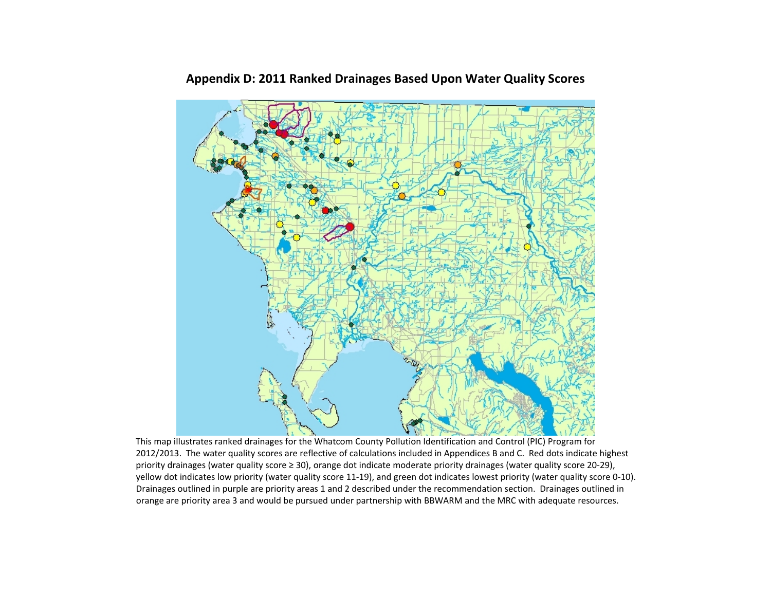## Appendix D: 2011 Ranked Drainages Based Upon Water Quality Scores

This map illustrates ranked drainages for the Whatcom County Pollution Identification and Control (PIC) Program for 2012/2013. The water quality scores are reflective of calculations included in Appendices B and C. Red dots indicate highest priority drainages (water quality score ≥ 30), orange dot indicate moderate priority drainages (water quality score 20-29), yellow dot indicates low priority (water quality score 11-19), and green dot indicates lowest priority (water quality score 0-10). Drainages outlined in purple are priority areas 1 and 2 described under the recommendation section. Drainages outlined in orange are priority area 3 and would be pursued under partnership with BBWARM and the MRC with adequate resources.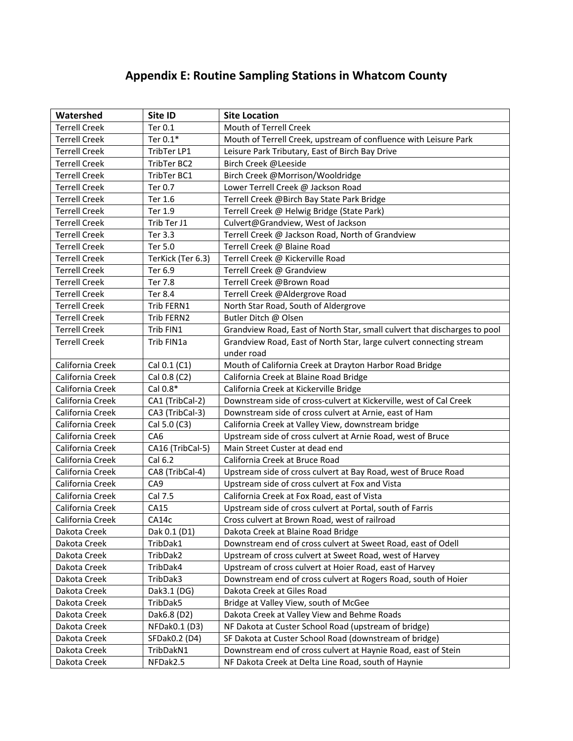# Appendix E: Routine Sampling Stations in Whatcom County

| Watershed | Site ID | Site Location |
|---|---|---|
| Terrell Creek | Ter 0.1 | Mouth of Terrell Creek |
| Terrell Creek | Ter 0.1* | Mouth of Terrell Creek, upstream of confluence with Leisure Park |
| Terrell Creek | TribTer LP1 | Leisure Park Tributary, East of Birch Bay Drive |
| Terrell Creek | TribTer BC2 | Birch Creek @Leeside |
| Terrell Creek | TribTer BC1 | Birch Creek @Morrison/Wooldridge |
| Terrell Creek | Ter 0.7 | Lower Terrell Creek @ Jackson Road |
| Terrell Creek | Ter 1.6 | Terrell Creek @Birch Bay State Park Bridge |
| Terrell Creek | Ter 1.9 | Terrell Creek @ Helwig Bridge (State Park) |
| Terrell Creek | Trib Ter J1 | Culvert@Grandview, West of Jackson |
| Terrell Creek | Ter 3.3 | Terrell Creek @ Jackson Road, North of Grandview |
| Terrell Creek | Ter 5.0 | Terrell Creek @ Blaine Road |
| Terrell Creek | TerKick (Ter 6.3) | Terrell Creek @ Kickerville Road |
| Terrell Creek | Ter 6.9 | Terrell Creek @ Grandview |
| Terrell Creek | Ter 7.8 | Terrell Creek @Brown Road |
| Terrell Creek | Ter 8.4 | Terrell Creek @Aldergrove Road |
| Terrell Creek | Trib FERN1 | North Star Road, South of Aldergrove |
| Terrell Creek | Trib FERN2 | Butler Ditch @ Olsen |
| Terrell Creek | Trib FIN1 | Grandview Road, East of North Star, small culvert that discharges to pool |
| Terrell Creek | Trib FIN1a | Grandview Road, East of North Star, large culvert connecting stream under road |
| California Creek | Cal 0.1 (C1) | Mouth of California Creek at Drayton Harbor Road Bridge |
| California Creek | Cal 0.8 (C2) | California Creek at Blaine Road Bridge |
| California Creek | Cal 0.8* | California Creek at Kickerville Bridge |
| California Creek | CA1 (TribCal-2) | Downstream side of cross-culvert at Kickerville, west of Cal Creek |
| California Creek | CA3 (TribCal-3) | Downstream side of cross culvert at Arnie, east of Ham |
| California Creek | Cal 5.0 (C3) | California Creek at Valley View, downstream bridge |
| California Creek | CA6 | Upstream side of cross culvert at Arnie Road, west of Bruce |
| California Creek | CA16 (TribCal-5) | Main Street Custer at dead end |
| California Creek | Cal 6.2 | California Creek at Bruce Road |
| California Creek | CA8 (TribCal-4) | Upstream side of cross culvert at Bay Road, west of Bruce Road |
| California Creek | CA9 | Upstream side of cross culvert at Fox and Vista |
| California Creek | Cal 7.5 | California Creek at Fox Road, east of Vista |
| California Creek | CA15 | Upstream side of cross culvert at Portal, south of Farris |
| California Creek | CA14c | Cross culvert at Brown Road, west of railroad |
| Dakota Creek | Dak 0.1 (D1) | Dakota Creek at Blaine Road Bridge |
| Dakota Creek | TribDak1 | Downstream end of cross culvert at Sweet Road, east of Odell |
| Dakota Creek | TribDak2 | Upstream of cross culvert at Sweet Road, west of Harvey |
| Dakota Creek | TribDak4 | Upstream of cross culvert at Hoier Road, east of Harvey |
| Dakota Creek | TribDak3 | Downstream end of cross culvert at Rogers Road, south of Hoier |
| Dakota Creek | Dak3.1 (DG) | Dakota Creek at Giles Road |
| Dakota Creek | TribDak5 | Bridge at Valley View, south of McGee |
| Dakota Creek | Dak6.8 (D2) | Dakota Creek at Valley View and Behme Roads |
| Dakota Creek | NFDak0.1 (D3) | NF Dakota at Custer School Road (upstream of bridge) |
| Dakota Creek | SFDak0.2 (D4) | SF Dakota at Custer School Road (downstream of bridge) |
| Dakota Creek | TribDakN1 | Downstream end of cross culvert at Haynie Road, east of Stein |
| Dakota Creek | NFDak2.5 | NF Dakota Creek at Delta Line Road, south of Haynie |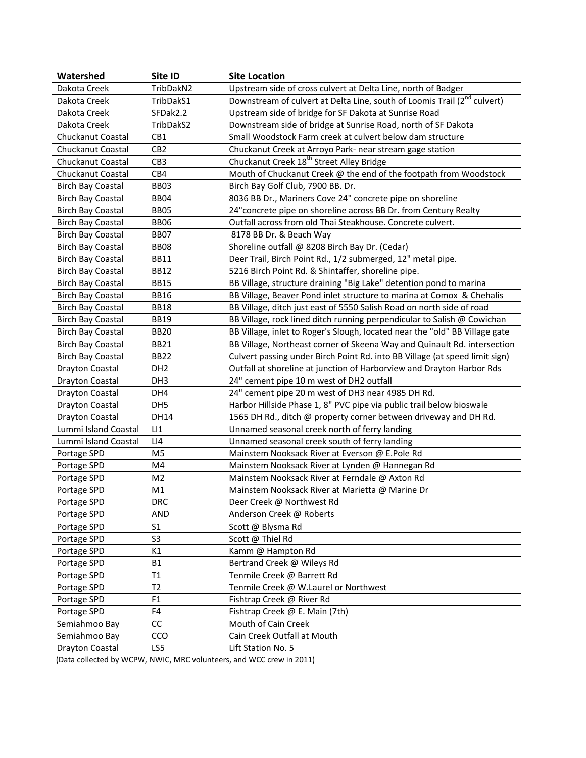| Watershed | Site ID | Site Location |
|---|---|---|
| Dakota Creek | TribDakN2 | Upstream side of cross culvert at Delta Line, north of Badger |
| Dakota Creek | TribDakS1 | Downstream of culvert at Delta Line, south of Loomis Trail (2nd culvert) |
| Dakota Creek | SFDak2.2 | Upstream side of bridge for SF Dakota at Sunrise Road |
| Dakota Creek | TribDakS2 | Downstream side of bridge at Sunrise Road, north of SF Dakota |
| Chuckanut Coastal | CB1 | Small Woodstock Farm creek at culvert below dam structure |
| Chuckanut Coastal | CB2 | Chuckanut Creek at Arroyo Park- near stream gage station |
| Chuckanut Coastal | CB3 | Chuckanut Creek 18th Street Alley Bridge |
| Chuckanut Coastal | CB4 | Mouth of Chuckanut Creek @ the end of the footpath from Woodstock |
| Birch Bay Coastal | BB03 | Birch Bay Golf Club, 7900 BB. Dr. |
| Birch Bay Coastal | BB04 | 8036 BB Dr., Mariners Cove 24" concrete pipe on shoreline |
| Birch Bay Coastal | BB05 | 24"concrete pipe on shoreline across BB Dr. from Century Realty |
| Birch Bay Coastal | BB06 | Outfall across from old Thai Steakhouse. Concrete culvert. |
| Birch Bay Coastal | BB07 | 8178 BB Dr. & Beach Way |
| Birch Bay Coastal | BB08 | Shoreline outfall @ 8208 Birch Bay Dr. (Cedar) |
| Birch Bay Coastal | BB11 | Deer Trail, Birch Point Rd., 1/2 submerged, 12" metal pipe. |
| Birch Bay Coastal | BB12 | 5216 Birch Point Rd. & Shintaffer, shoreline pipe. |
| Birch Bay Coastal | BB15 | BB Village, structure draining "Big Lake" detention pond to marina |
| Birch Bay Coastal | BB16 | BB Village, Beaver Pond inlet structure to marina at Comox & Chehalis |
| Birch Bay Coastal | BB18 | BB Village, ditch just east of 5550 Salish Road on north side of road |
| Birch Bay Coastal | BB19 | BB Village, rock lined ditch running perpendicular to Salish @ Cowichan |
| Birch Bay Coastal | BB20 | BB Village, inlet to Roger's Slough, located near the "old" BB Village gate |
| Birch Bay Coastal | BB21 | BB Village, Northeast corner of Skeena Way and Quinault Rd. intersection |
| Birch Bay Coastal | BB22 | Culvert passing under Birch Point Rd. into BB Village (at speed limit sign) |
| Drayton Coastal | DH2 | Outfall at shoreline at junction of Harborview and Drayton Harbor Rds |
| Drayton Coastal | DH3 | 24" cement pipe 10 m west of DH2 outfall |
| Drayton Coastal | DH4 | 24" cement pipe 20 m west of DH3 near 4985 DH Rd. |
| Drayton Coastal | DH5 | Harbor Hillside Phase 1, 8" PVC pipe via public trail below bioswale |
| Drayton Coastal | DH14 | 1565 DH Rd., ditch @ property corner between driveway and DH Rd. |
| Lummi Island Coastal | LI1 | Unnamed seasonal creek north of ferry landing |
| Lummi Island Coastal | LI4 | Unnamed seasonal creek south of ferry landing |
| Portage SPD | M5 | Mainstem Nooksack River at Everson @ E.Pole Rd |
| Portage SPD | M4 | Mainstem Nooksack River at Lynden @ Hannegan Rd |
| Portage SPD | M2 | Mainstem Nooksack River at Ferndale @ Axton Rd |
| Portage SPD | M1 | Mainstem Nooksack River at Marietta @ Marine Dr |
| Portage SPD | DRC | Deer Creek @ Northwest Rd |
| Portage SPD | AND | Anderson Creek @ Roberts |
| Portage SPD | S1 | Scott @ Blysma Rd |
| Portage SPD | S3 | Scott @ Thiel Rd |
| Portage SPD | K1 | Kamm @ Hampton Rd |
| Portage SPD | B1 | Bertrand Creek @ Wileys Rd |
| Portage SPD | T1 | Tenmile Creek @ Barrett Rd |
| Portage SPD | T2 | Tenmile Creek @ W.Laurel or Northwest |
| Portage SPD | F1 | Fishtrap Creek @ River Rd |
| Portage SPD | F4 | Fishtrap Creek @ E. Main (7th) |
| Semiahmoo Bay | CC | Mouth of Cain Creek |
| Semiahmoo Bay | CCO | Cain Creek Outfall at Mouth |
| Drayton Coastal | LS5 | Lift Station No. 5 |

(Data collected by WCPW, NWIC, MRC volunteers, and WCC crew in 2011)